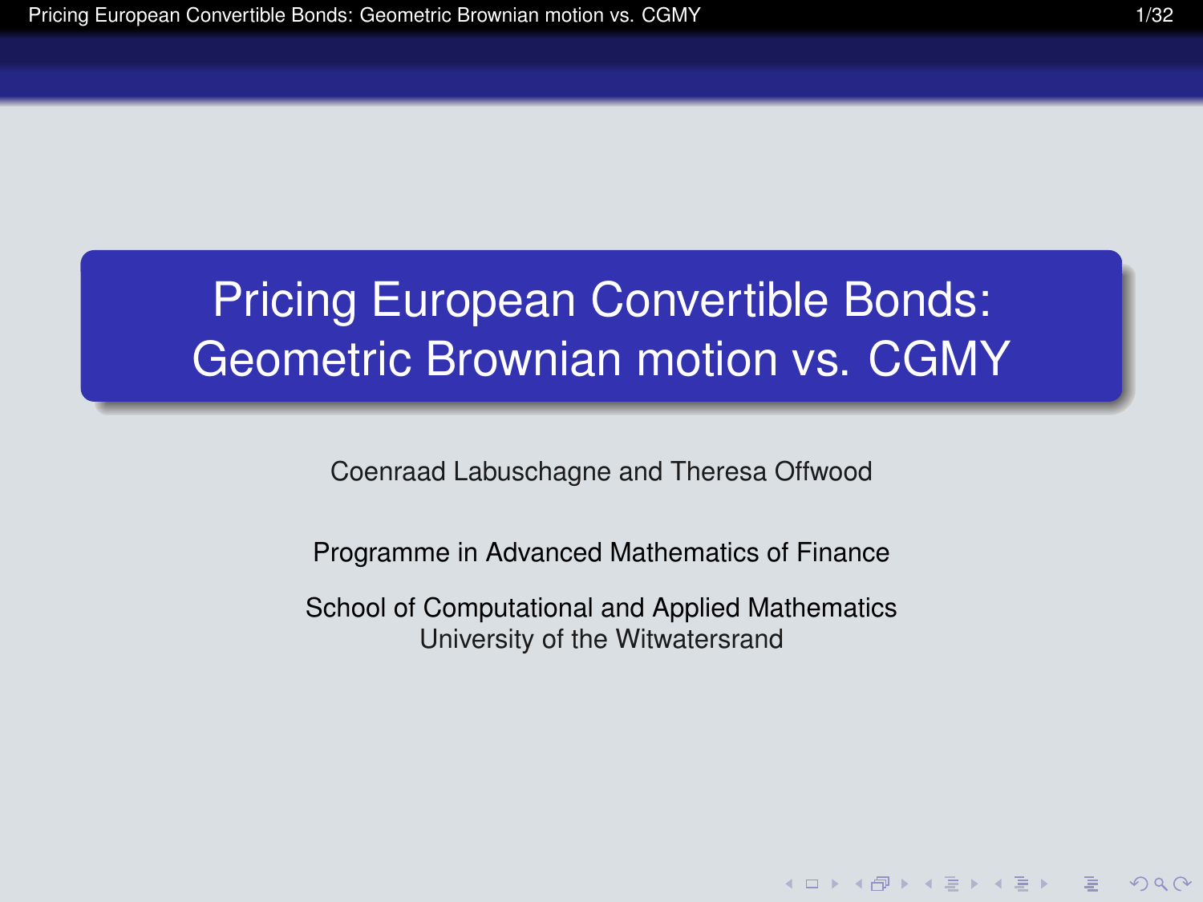# Pricing European Convertible Bonds: Geometric Brownian motion vs. CGMY

Coenraad Labuschagne and Theresa Offwood

Programme in Advanced Mathematics of Finance

School of Computational and Applied Mathematics
University of the Witwatersrand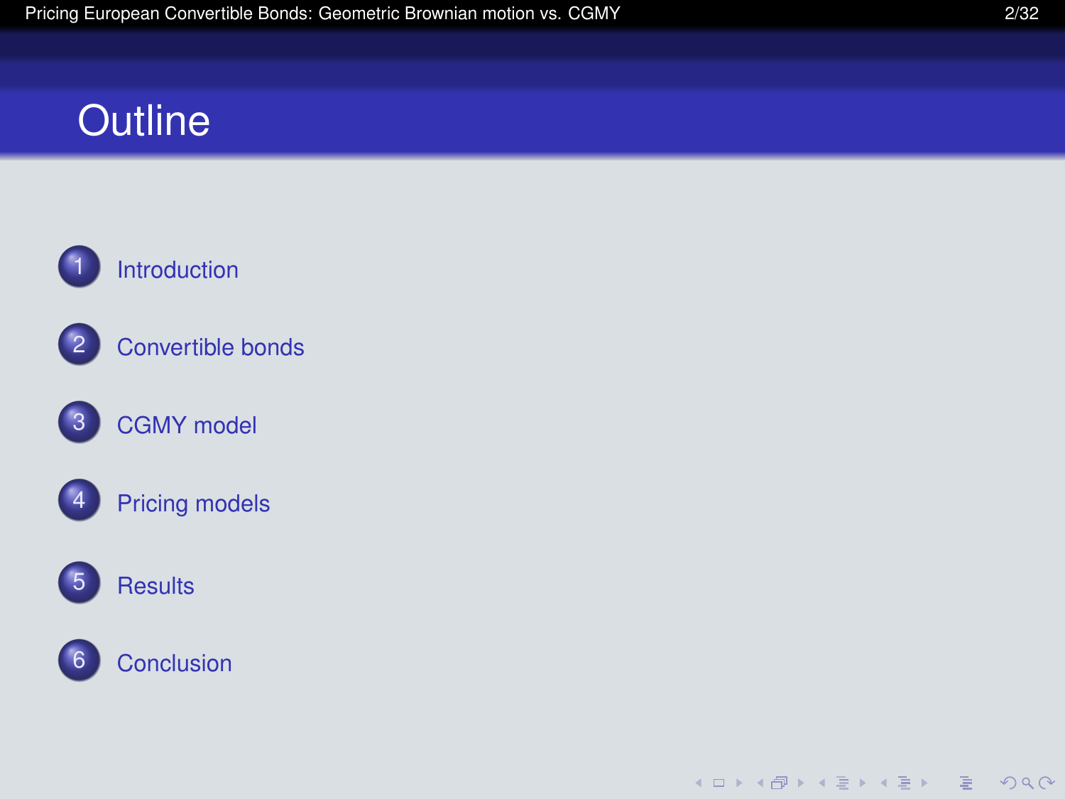# Outline

1. Introduction
2. Convertible bonds
3. CGMY model
4. Pricing models
5. Results
6. Conclusion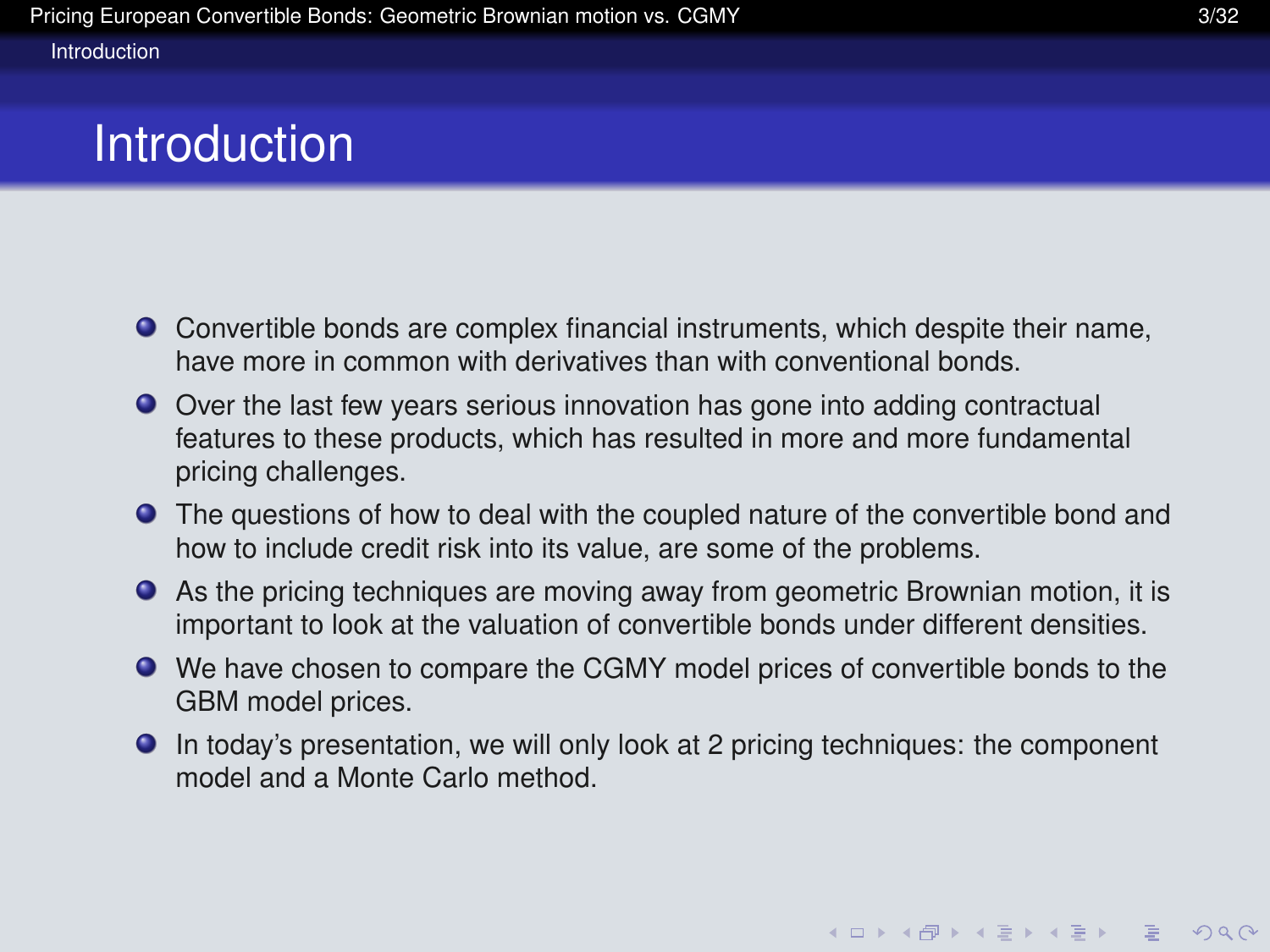# Introduction

- Convertible bonds are complex financial instruments, which despite their name, have more in common with derivatives than with conventional bonds.
- Over the last few years serious innovation has gone into adding contractual features to these products, which has resulted in more and more fundamental pricing challenges.
- The questions of how to deal with the coupled nature of the convertible bond and how to include credit risk into its value, are some of the problems.
- As the pricing techniques are moving away from geometric Brownian motion, it is important to look at the valuation of convertible bonds under different densities.
- We have chosen to compare the CGMY model prices of convertible bonds to the GBM model prices.
- In today's presentation, we will only look at 2 pricing techniques: the component model and a Monte Carlo method.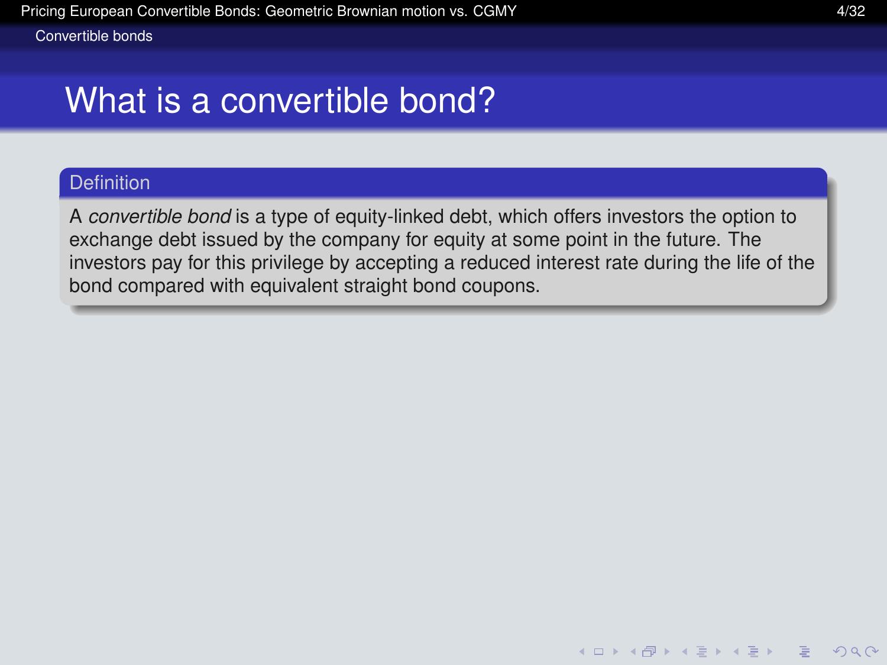# What is a convertible bond?

**Definition**

A *convertible bond* is a type of equity-linked debt, which offers investors the option to exchange debt issued by the company for equity at some point in the future. The investors pay for this privilege by accepting a reduced interest rate during the life of the bond compared with equivalent straight bond coupons.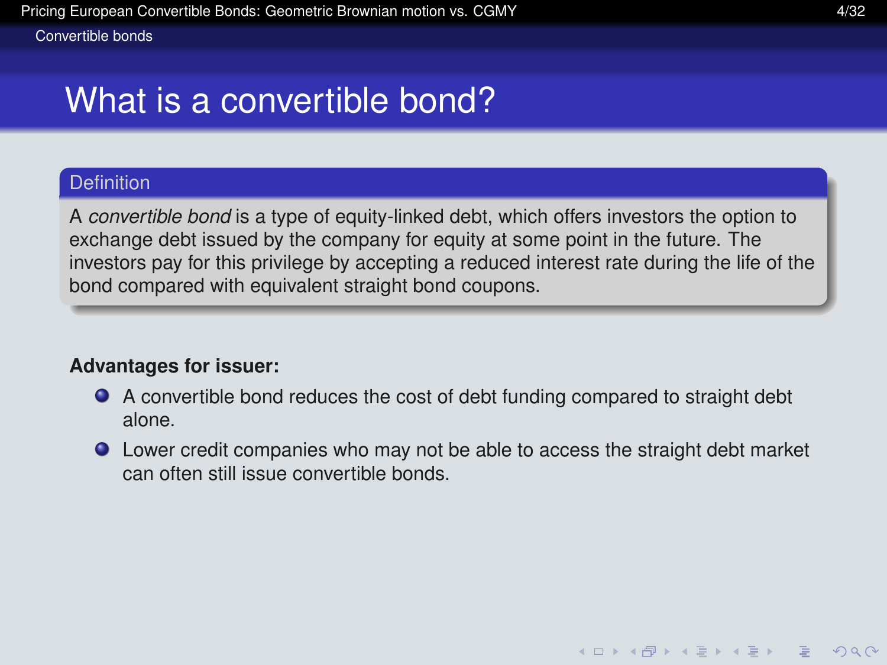# What is a convertible bond?

**Definition**

A *convertible bond* is a type of equity-linked debt, which offers investors the option to exchange debt issued by the company for equity at some point in the future. The investors pay for this privilege by accepting a reduced interest rate during the life of the bond compared with equivalent straight bond coupons.

**Advantages for issuer:**

- A convertible bond reduces the cost of debt funding compared to straight debt alone.
- Lower credit companies who may not be able to access the straight debt market can often still issue convertible bonds.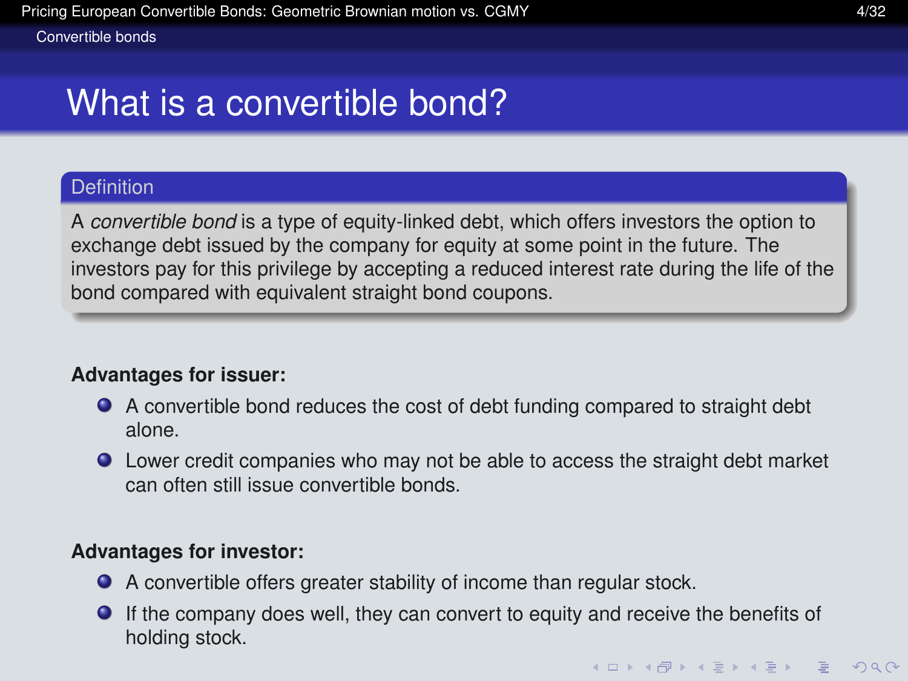# What is a convertible bond?

**Definition**

A *convertible bond* is a type of equity-linked debt, which offers investors the option to exchange debt issued by the company for equity at some point in the future. The investors pay for this privilege by accepting a reduced interest rate during the life of the bond compared with equivalent straight bond coupons.

**Advantages for issuer:**

- A convertible bond reduces the cost of debt funding compared to straight debt alone.
- Lower credit companies who may not be able to access the straight debt market can often still issue convertible bonds.

**Advantages for investor:**

- A convertible offers greater stability of income than regular stock.
- If the company does well, they can convert to equity and receive the benefits of holding stock.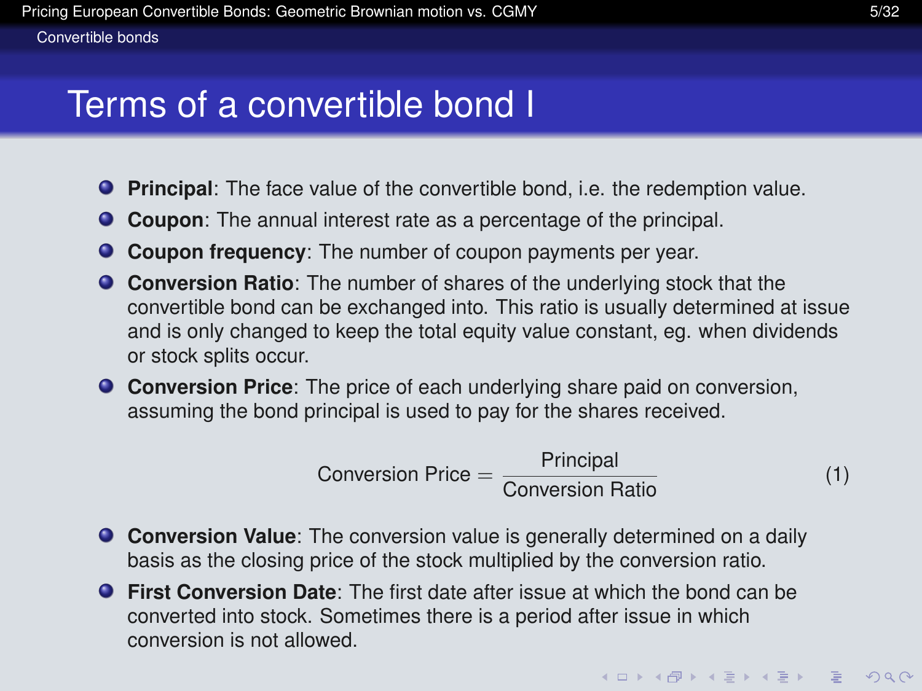# Terms of a convertible bond I

- **Principal**: The face value of the convertible bond, i.e. the redemption value.
- **Coupon**: The annual interest rate as a percentage of the principal.
- **Coupon frequency**: The number of coupon payments per year.
- **Conversion Ratio**: The number of shares of the underlying stock that the convertible bond can be exchanged into. This ratio is usually determined at issue and is only changed to keep the total equity value constant, eg. when dividends or stock splits occur.
- **Conversion Price**: The price of each underlying share paid on conversion, assuming the bond principal is used to pay for the shares received.

$$\text{Conversion Price} = \frac{\text{Principal}}{\text{Conversion Ratio}} \tag{1}$$

- **Conversion Value**: The conversion value is generally determined on a daily basis as the closing price of the stock multiplied by the conversion ratio.
- **First Conversion Date**: The first date after issue at which the bond can be converted into stock. Sometimes there is a period after issue in which conversion is not allowed.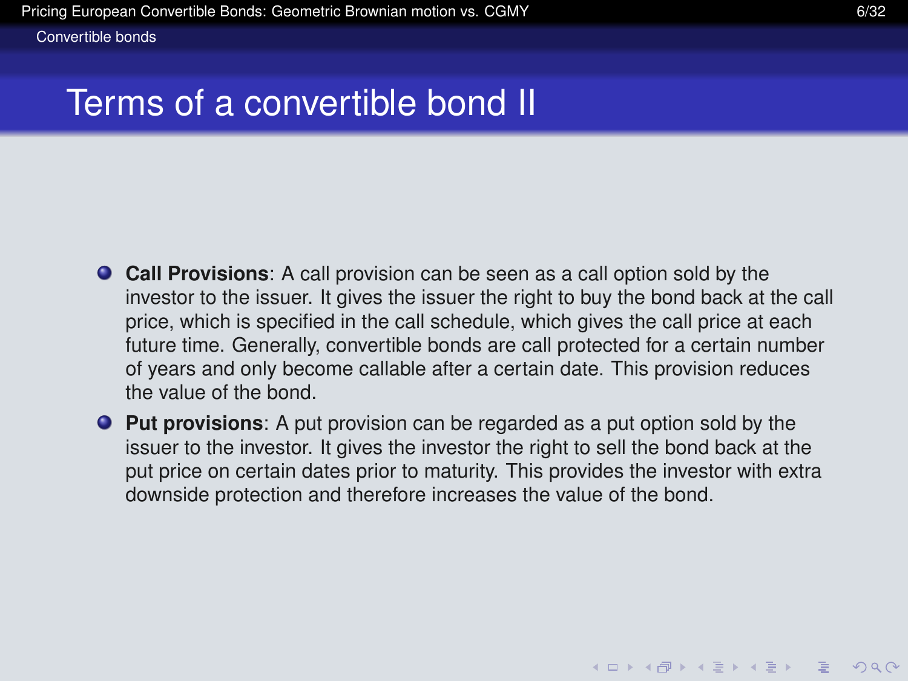# Terms of a convertible bond II

- **Call Provisions**: A call provision can be seen as a call option sold by the investor to the issuer. It gives the issuer the right to buy the bond back at the call price, which is specified in the call schedule, which gives the call price at each future time. Generally, convertible bonds are call protected for a certain number of years and only become callable after a certain date. This provision reduces the value of the bond.
- **Put provisions**: A put provision can be regarded as a put option sold by the issuer to the investor. It gives the investor the right to sell the bond back at the put price on certain dates prior to maturity. This provides the investor with extra downside protection and therefore increases the value of the bond.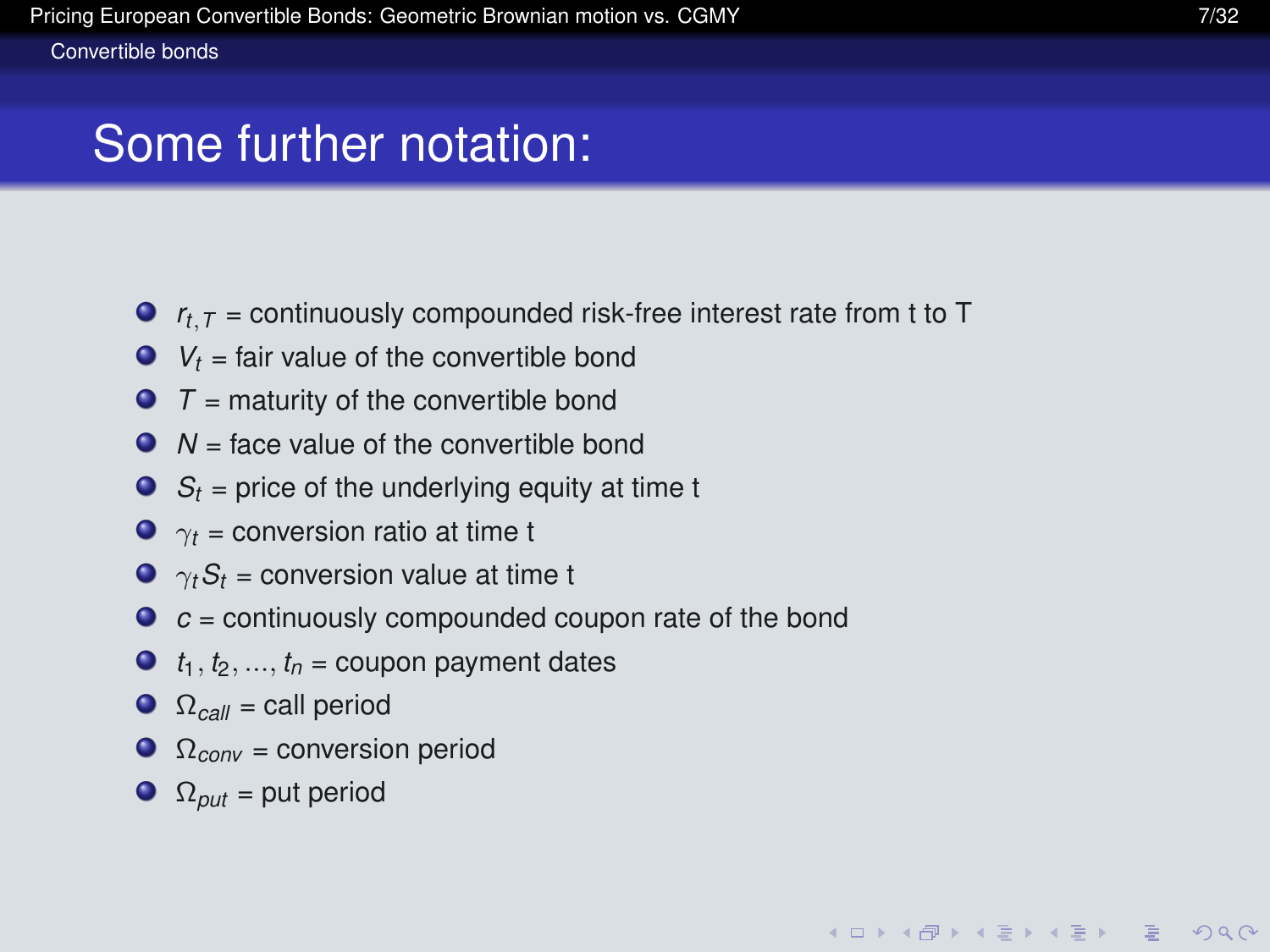# Some further notation:

- $r_{t,T}$ = continuously compounded risk-free interest rate from t to T
- $V_t$ = fair value of the convertible bond
- $T$ = maturity of the convertible bond
- $N$ = face value of the convertible bond
- $S_t$ = price of the underlying equity at time t
- $\gamma_t$ = conversion ratio at time t
- $\gamma_t S_t$ = conversion value at time t
- $c$ = continuously compounded coupon rate of the bond
- $t_1, t_2, \ldots, t_n$ = coupon payment dates
- $\Omega_{call}$ = call period
- $\Omega_{conv}$ = conversion period
- $\Omega_{put}$ = put period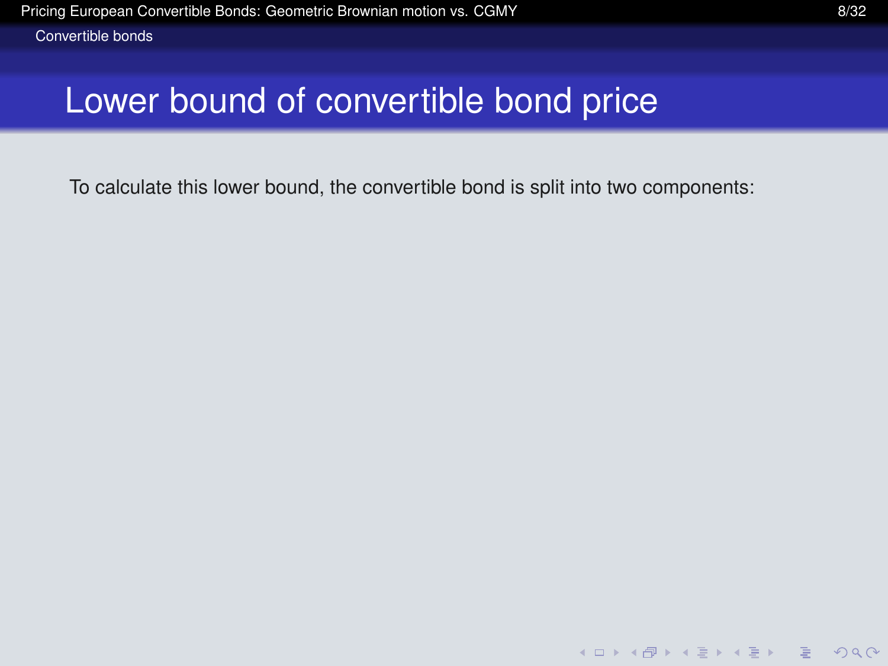# Lower bound of convertible bond price

To calculate this lower bound, the convertible bond is split into two components: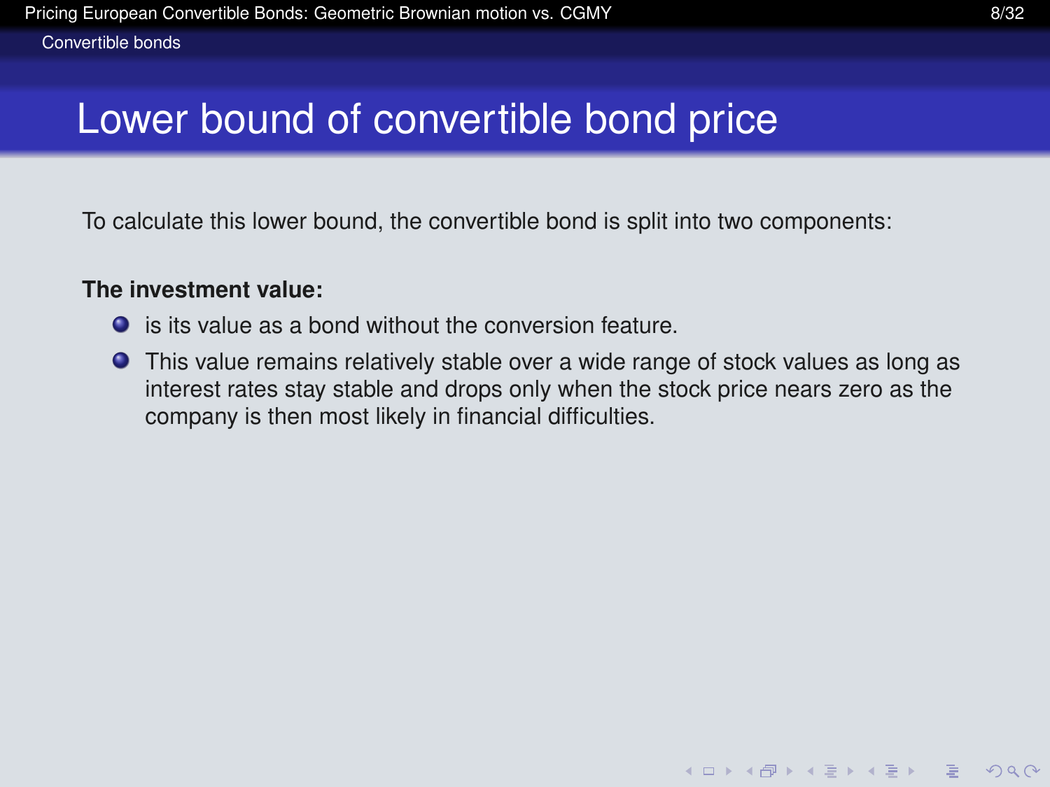# Lower bound of convertible bond price

To calculate this lower bound, the convertible bond is split into two components:

**The investment value:**

- is its value as a bond without the conversion feature.
- This value remains relatively stable over a wide range of stock values as long as interest rates stay stable and drops only when the stock price nears zero as the company is then most likely in financial difficulties.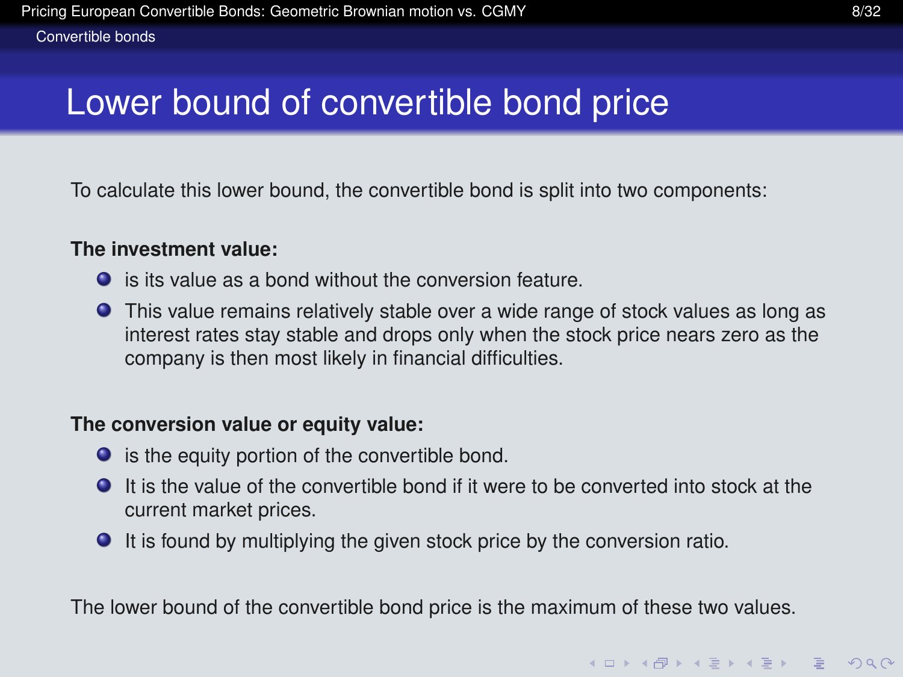# Lower bound of convertible bond price

To calculate this lower bound, the convertible bond is split into two components:

**The investment value:**

- is its value as a bond without the conversion feature.
- This value remains relatively stable over a wide range of stock values as long as interest rates stay stable and drops only when the stock price nears zero as the company is then most likely in financial difficulties.

**The conversion value or equity value:**

- is the equity portion of the convertible bond.
- It is the value of the convertible bond if it were to be converted into stock at the current market prices.
- It is found by multiplying the given stock price by the conversion ratio.

The lower bound of the convertible bond price is the maximum of these two values.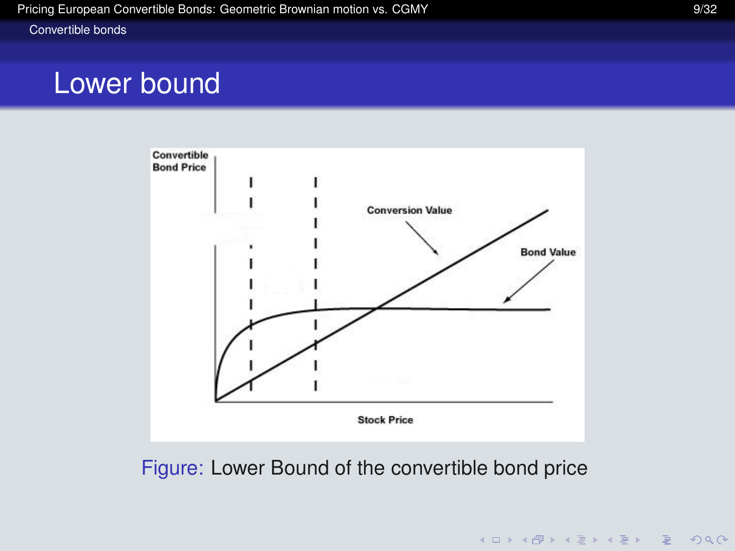## Lower bound

Figure: Lower Bound of the convertible bond price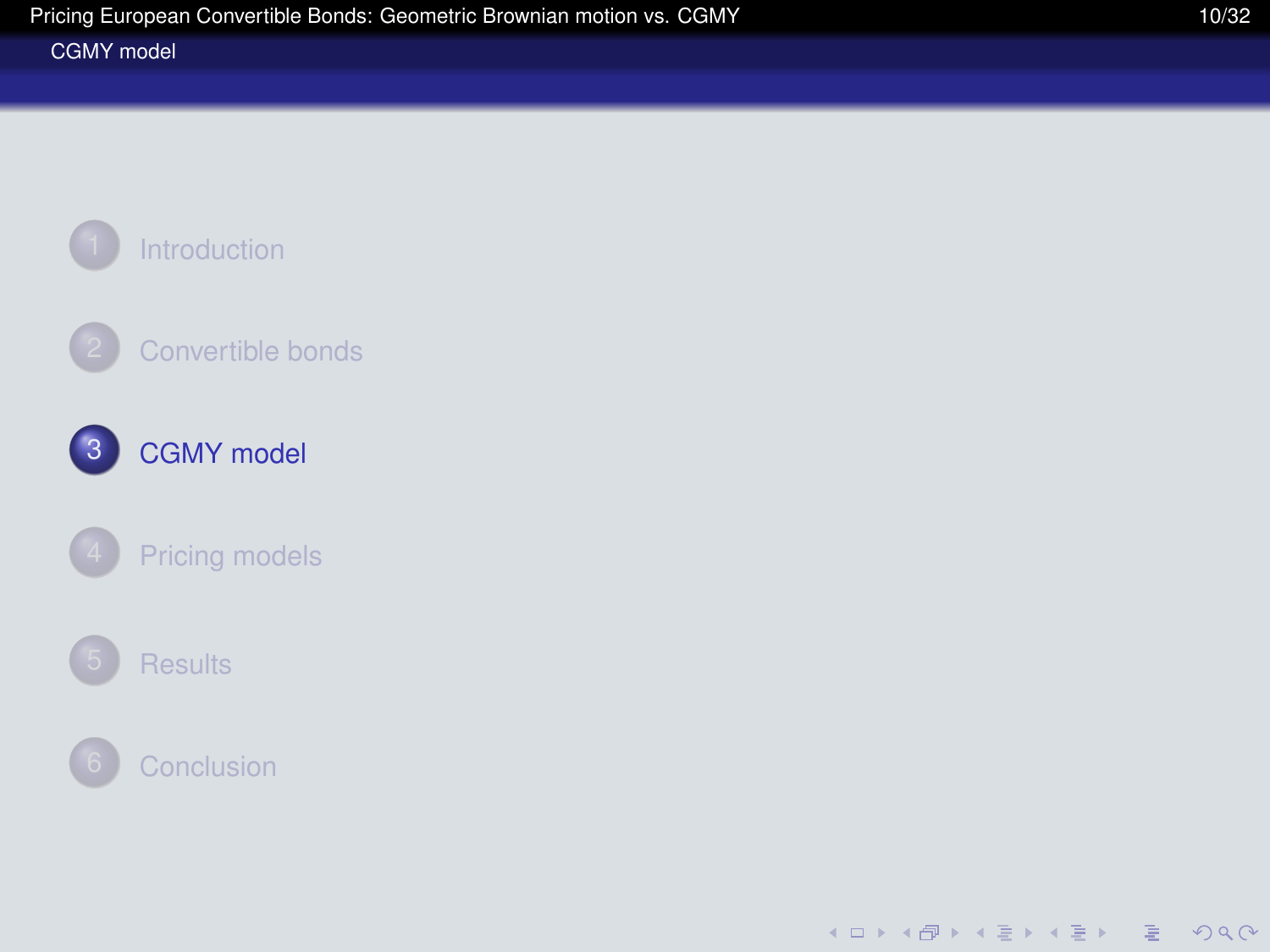1. Introduction
2. Convertible bonds
3. **CGMY model**
4. Pricing models
5. Results
6. Conclusion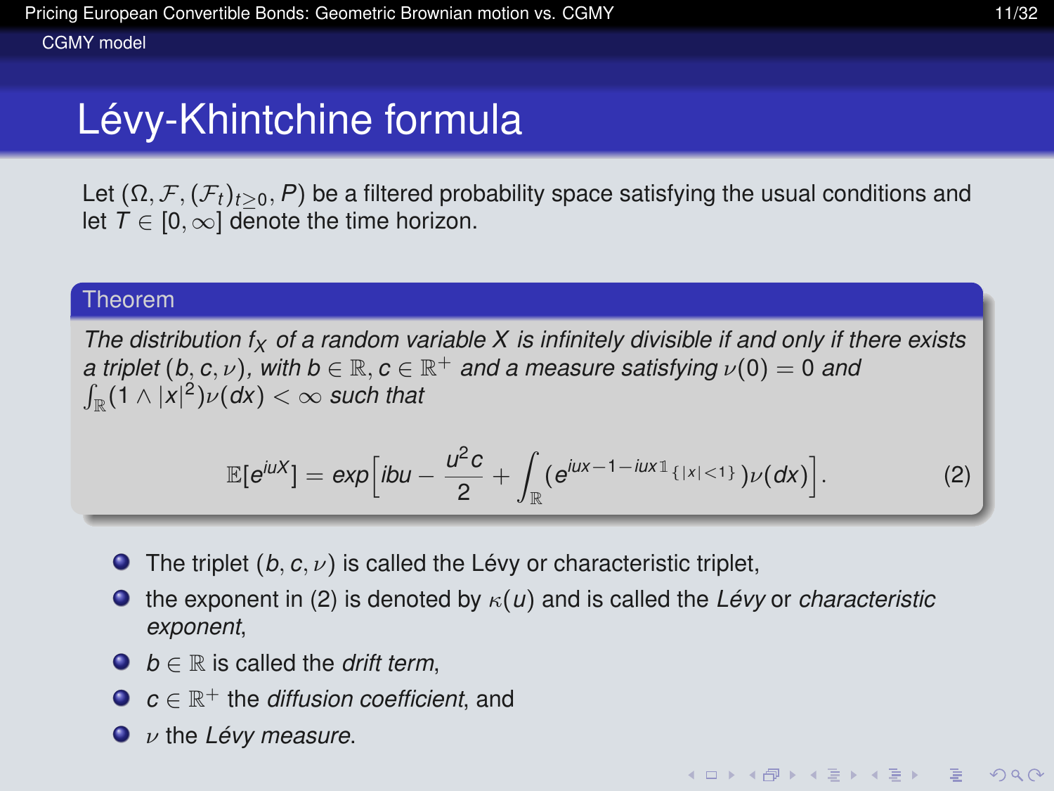# Lévy-Khintchine formula

Let $(\Omega, \mathcal{F}, (\mathcal{F}_t)_{t\geq 0}, P)$ be a filtered probability space satisfying the usual conditions and let $T \in [0, \infty]$ denote the time horizon.

**Theorem**

*The distribution $f_X$ of a random variable $X$ is infinitely divisible if and only if there exists a triplet $(b, c, \nu)$, with $b \in \mathbb{R}, c \in \mathbb{R}^+$ and a measure satisfying $\nu(0) = 0$ and $\int_{\mathbb{R}}(1 \wedge |x|^2)\nu(dx) < \infty$ such that*

$$\mathbb{E}[e^{iuX}] = exp\Big[ibu - \frac{u^2 c}{2} + \int_{\mathbb{R}} (e^{iux - 1 - iux\mathbb{1}_{\{|x|<1\}}})\nu(dx)\Big]. \tag{2}$$

- The triplet $(b, c, \nu)$ is called the Lévy or characteristic triplet,
- the exponent in (2) is denoted by $\kappa(u)$ and is called the *Lévy* or *characteristic exponent*,
- $b \in \mathbb{R}$ is called the *drift term*,
- $c \in \mathbb{R}^+$ the *diffusion coefficient*, and
- $\nu$ the *Lévy measure*.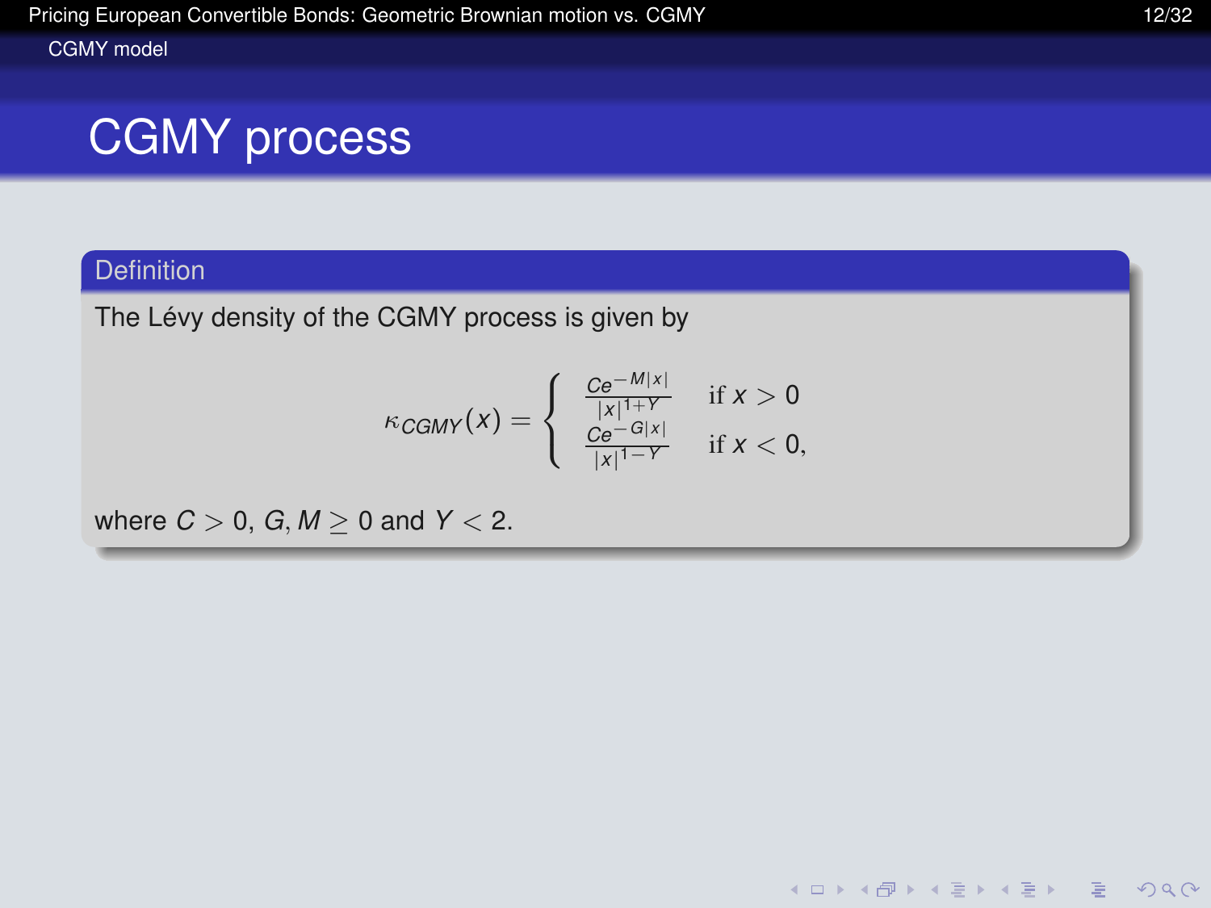# CGMY process

**Definition**

The Lévy density of the CGMY process is given by

$$\kappa_{CGMY}(x) = \begin{cases} \frac{Ce^{-M|x|}}{|x|^{1+Y}} & \text{if } x > 0 \\ \frac{Ce^{-G|x|}}{|x|^{1-Y}} & \text{if } x < 0, \end{cases}$$

where $C > 0$, $G, M \geq 0$ and $Y < 2$.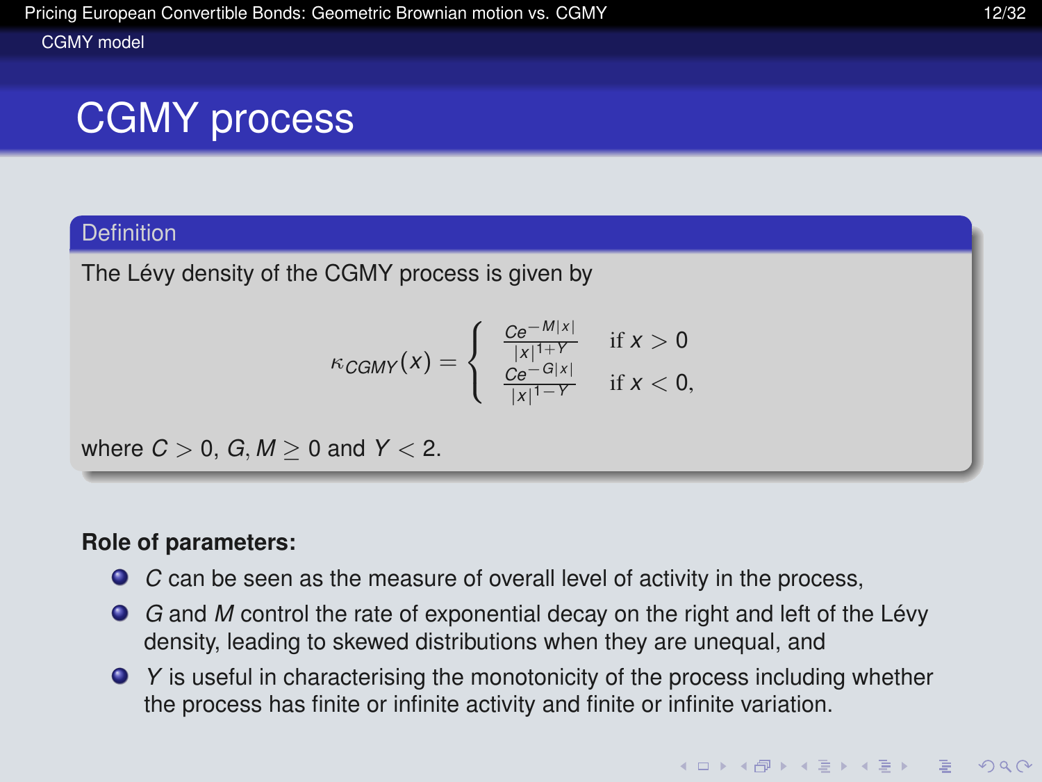# CGMY process

## Definition

The Lévy density of the CGMY process is given by

$$\kappa_{CGMY}(x) = \begin{cases} \frac{Ce^{-M|x|}}{|x|^{1+Y}} & \text{if } x > 0 \\ \frac{Ce^{-G|x|}}{|x|^{1-Y}} & \text{if } x < 0, \end{cases}$$

where $C > 0$, $G, M \geq 0$ and $Y < 2$.

**Role of parameters:**

- $C$ can be seen as the measure of overall level of activity in the process,
- $G$ and $M$ control the rate of exponential decay on the right and left of the Lévy density, leading to skewed distributions when they are unequal, and
- $Y$ is useful in characterising the monotonicity of the process including whether the process has finite or infinite activity and finite or infinite variation.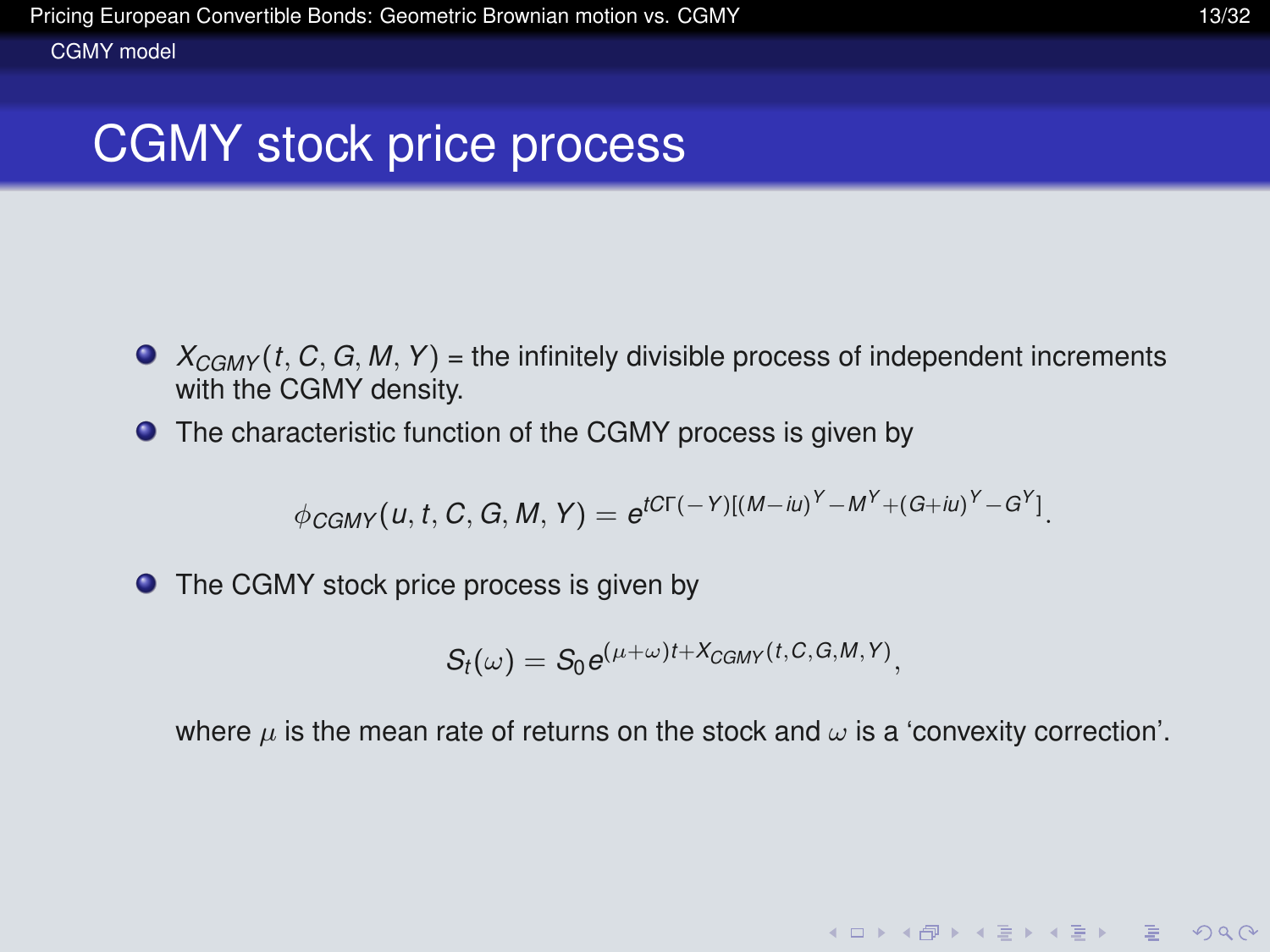# CGMY stock price process

- $X_{CGMY}(t, C, G, M, Y)$ = the infinitely divisible process of independent increments with the CGMY density.
- The characteristic function of the CGMY process is given by

$$\phi_{CGMY}(u, t, C, G, M, Y) = e^{tC\Gamma(-Y)[(M-iu)^Y - M^Y + (G+iu)^Y - G^Y]}.$$

- The CGMY stock price process is given by

$$S_t(\omega) = S_0 e^{(\mu+\omega)t + X_{CGMY}(t,C,G,M,Y)},$$

where $\mu$ is the mean rate of returns on the stock and $\omega$ is a 'convexity correction'.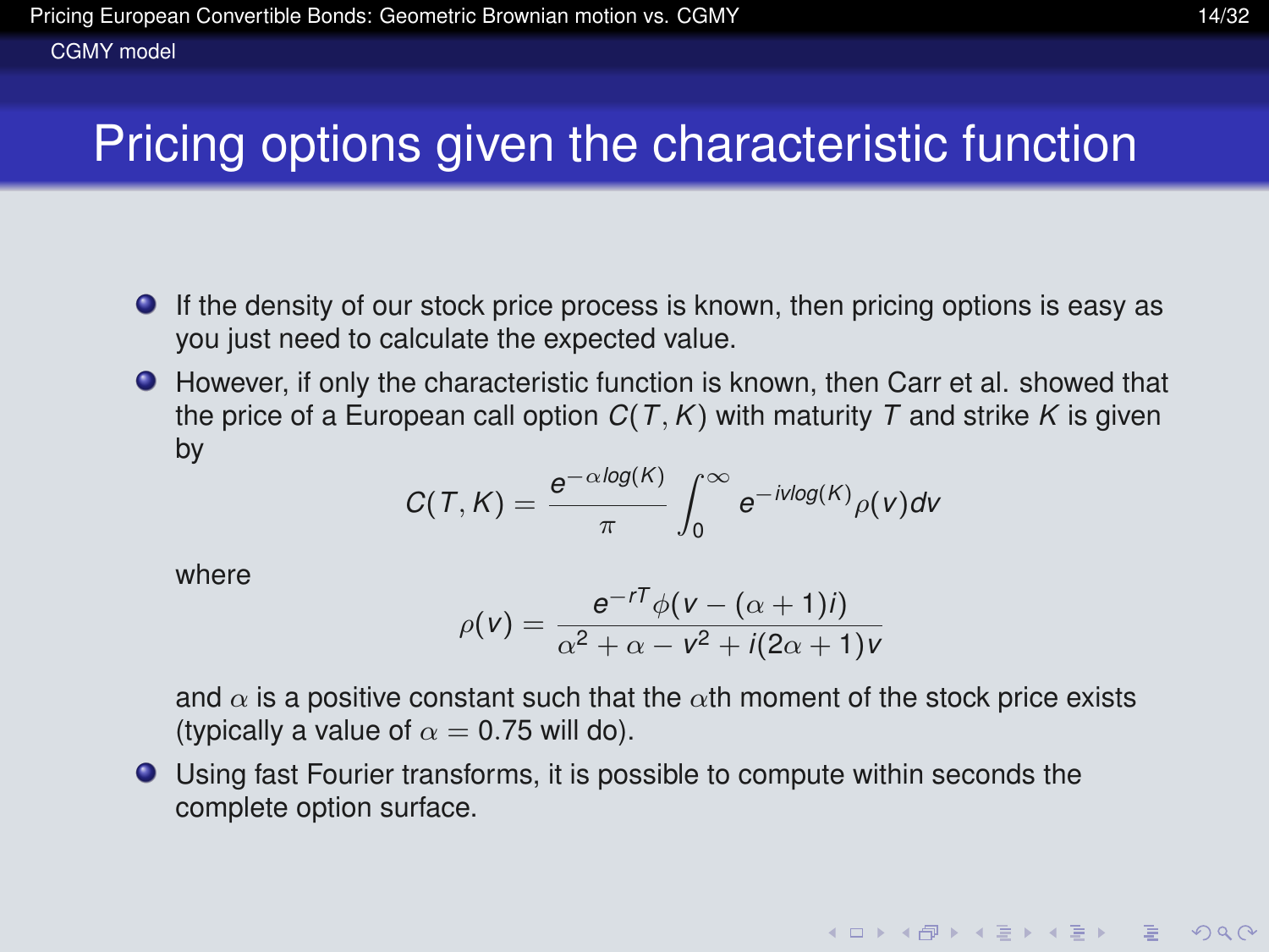# Pricing options given the characteristic function

- If the density of our stock price process is known, then pricing options is easy as you just need to calculate the expected value.
- However, if only the characteristic function is known, then Carr et al. showed that the price of a European call option $C(T, K)$ with maturity $T$ and strike $K$ is given by

$$C(T, K) = \frac{e^{-\alpha \log(K)}}{\pi} \int_0^\infty e^{-iv\log(K)} \rho(v) dv$$

  where

$$\rho(v) = \frac{e^{-rT} \phi(v - (\alpha + 1)i)}{\alpha^2 + \alpha - v^2 + i(2\alpha + 1)v}$$

  and $\alpha$ is a positive constant such that the $\alpha$th moment of the stock price exists (typically a value of $\alpha = 0.75$ will do).
- Using fast Fourier transforms, it is possible to compute within seconds the complete option surface.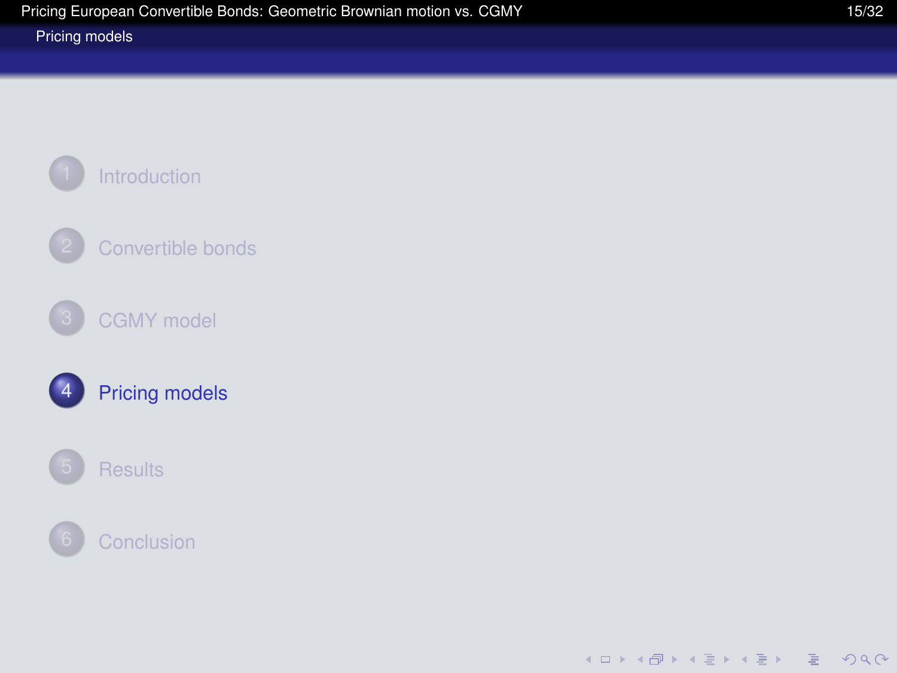1. Introduction
2. Convertible bonds
3. CGMY model
4. **Pricing models**
5. Results
6. Conclusion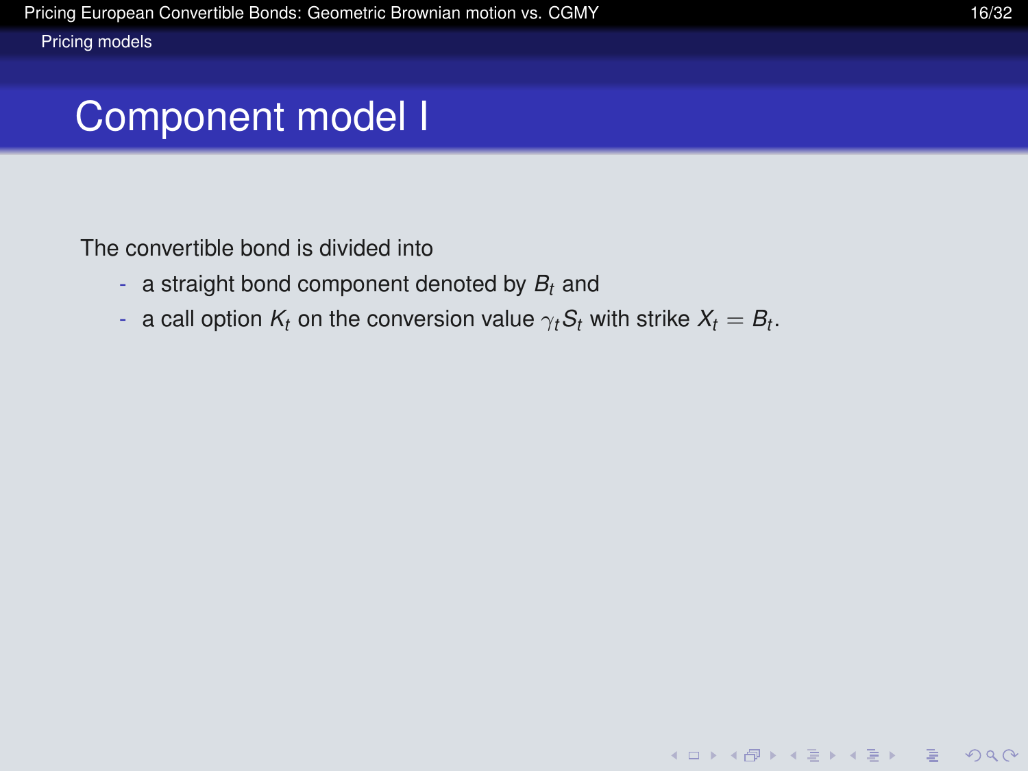# Component model I

The convertible bond is divided into

- a straight bond component denoted by $B_t$ and
- a call option $K_t$ on the conversion value $\gamma_t S_t$ with strike $X_t = B_t$.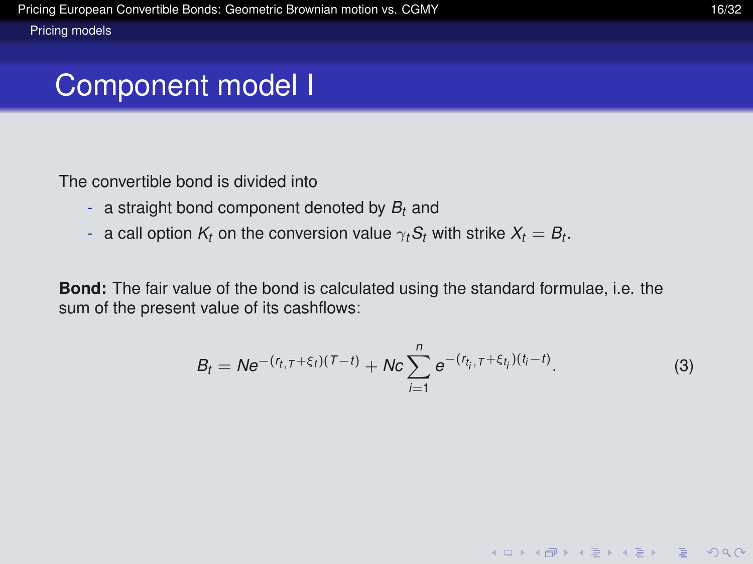# Component model I

The convertible bond is divided into

- a straight bond component denoted by $B_t$ and
- a call option $K_t$ on the conversion value $\gamma_t S_t$ with strike $X_t = B_t$.

**Bond:** The fair value of the bond is calculated using the standard formulae, i.e. the sum of the present value of its cashflows:

$$B_t = Ne^{-(r_{t,T}+\xi_t)(T-t)} + Nc\sum_{i=1}^{n} e^{-(r_{t_i,T}+\xi_{t_i})(t_i-t)}. \tag{3}$$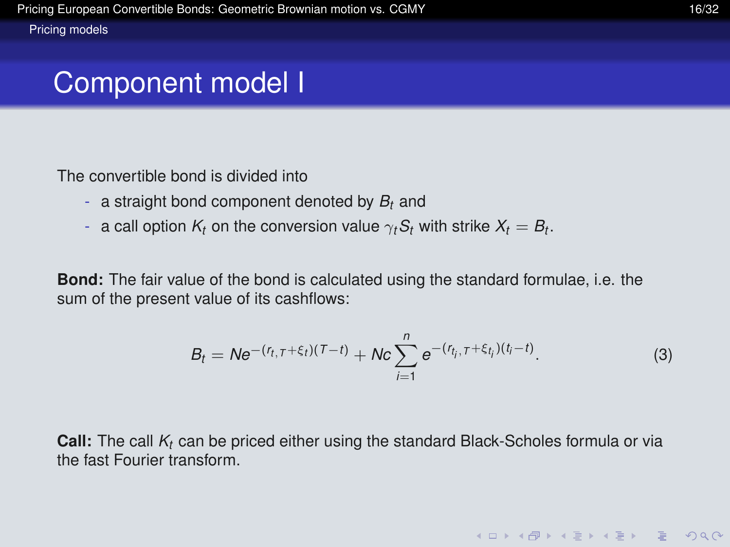# Component model I

The convertible bond is divided into

- a straight bond component denoted by $B_t$ and
- a call option $K_t$ on the conversion value $\gamma_t S_t$ with strike $X_t = B_t$.

**Bond:** The fair value of the bond is calculated using the standard formulae, i.e. the sum of the present value of its cashflows:

$$B_t = Ne^{-(r_{t,T}+\xi_t)(T-t)} + Nc\sum_{i=1}^{n} e^{-(r_{t_i,T}+\xi_{t_i})(t_i-t)}. \tag{3}$$

**Call:** The call $K_t$ can be priced either using the standard Black-Scholes formula or via the fast Fourier transform.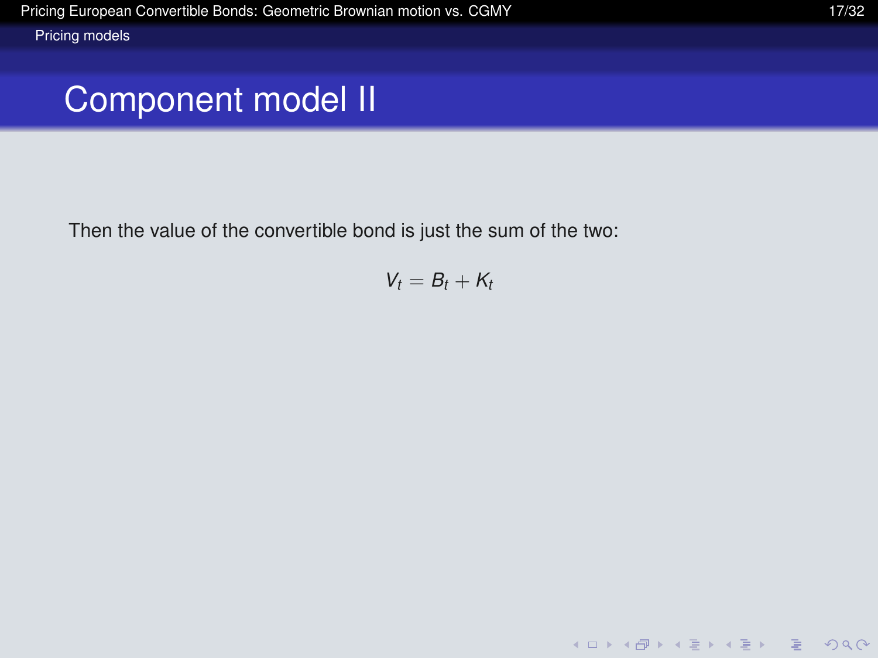# Component model II

Then the value of the convertible bond is just the sum of the two:

$$V_t = B_t + K_t$$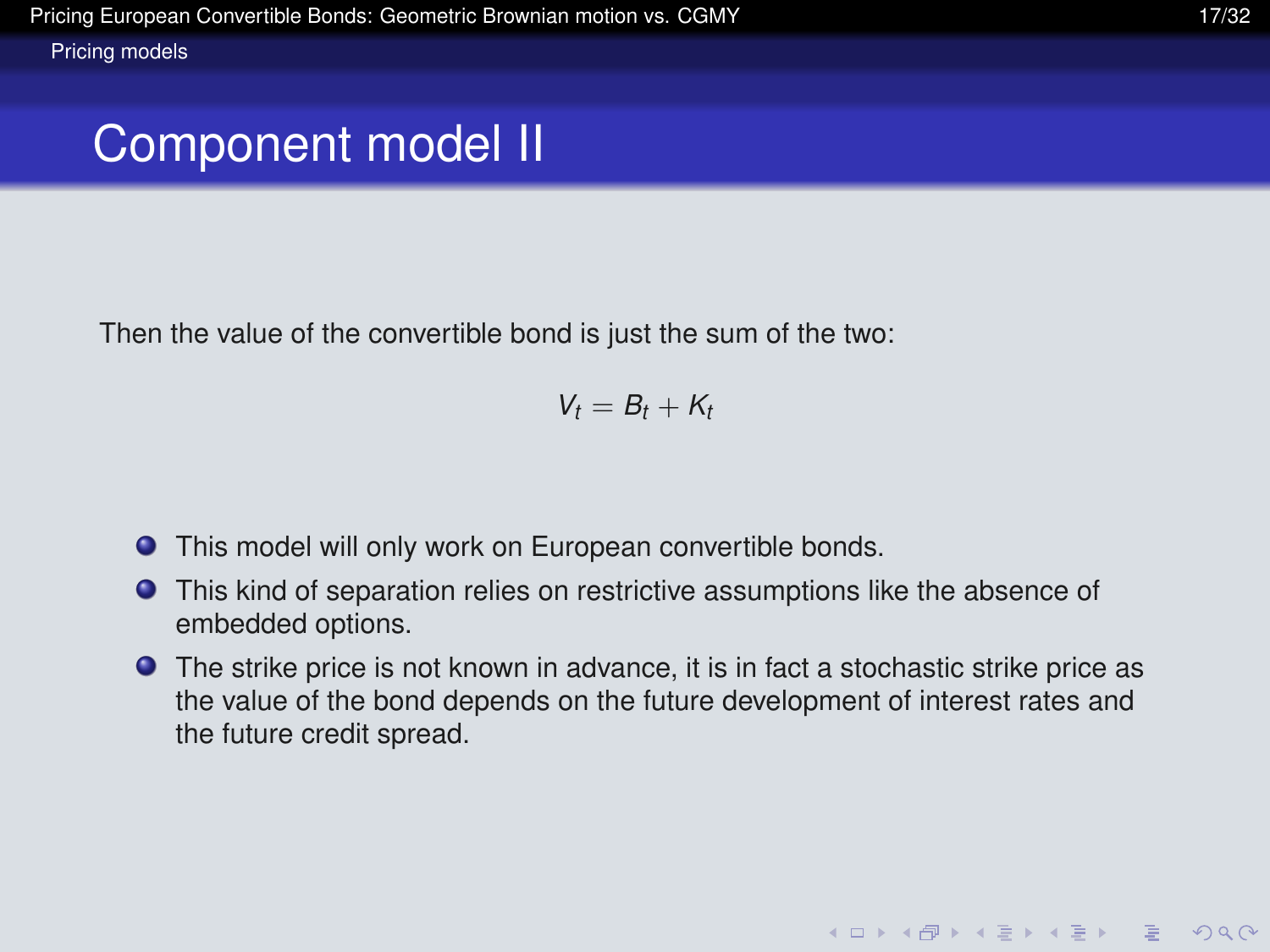# Component model II

Then the value of the convertible bond is just the sum of the two:

$$V_t = B_t + K_t$$

- This model will only work on European convertible bonds.
- This kind of separation relies on restrictive assumptions like the absence of embedded options.
- The strike price is not known in advance, it is in fact a stochastic strike price as the value of the bond depends on the future development of interest rates and the future credit spread.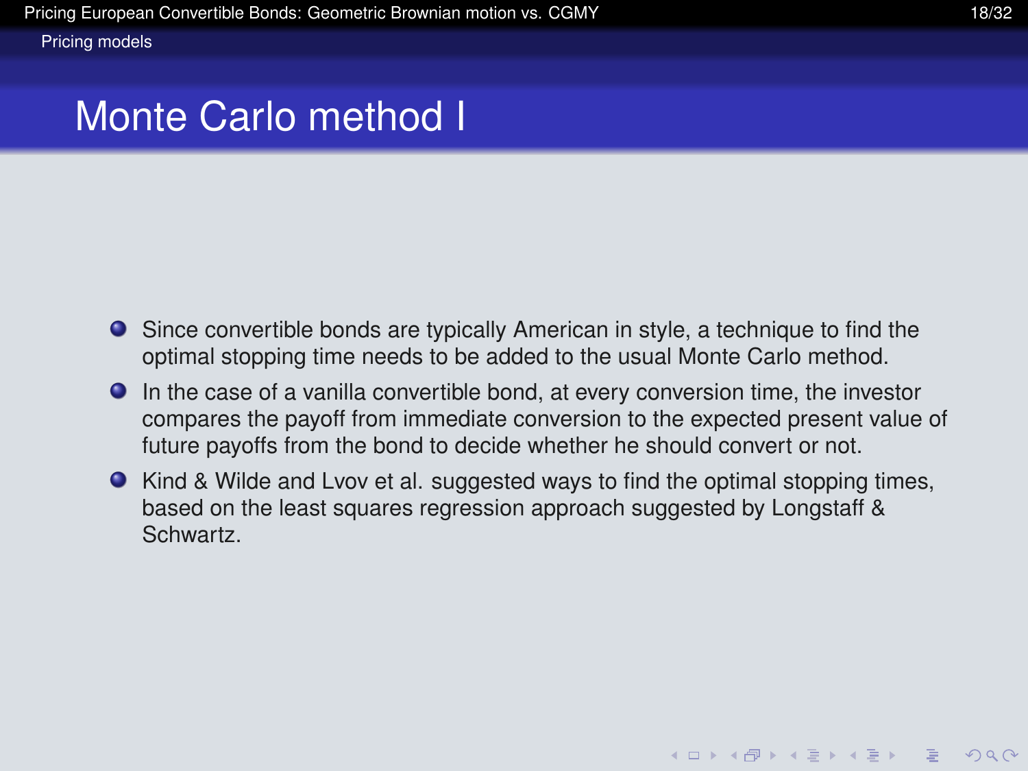# Monte Carlo method I

- Since convertible bonds are typically American in style, a technique to find the optimal stopping time needs to be added to the usual Monte Carlo method.
- In the case of a vanilla convertible bond, at every conversion time, the investor compares the payoff from immediate conversion to the expected present value of future payoffs from the bond to decide whether he should convert or not.
- Kind & Wilde and Lvov et al. suggested ways to find the optimal stopping times, based on the least squares regression approach suggested by Longstaff & Schwartz.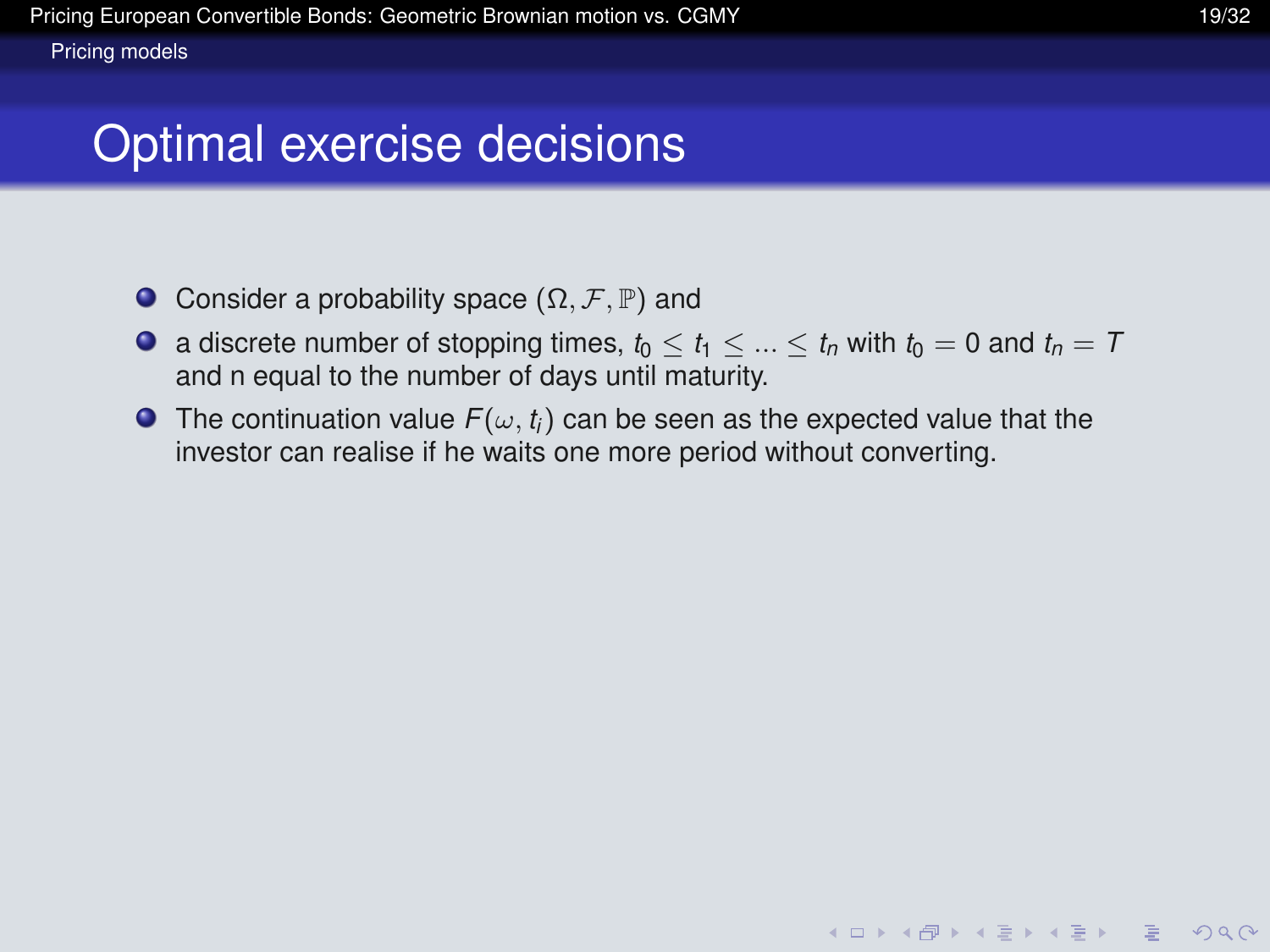# Optimal exercise decisions

- Consider a probability space $(\Omega, \mathcal{F}, \mathbb{P})$ and
- a discrete number of stopping times, $t_0 \leq t_1 \leq ... \leq t_n$ with $t_0 = 0$ and $t_n = T$ and n equal to the number of days until maturity.
- The continuation value $F(\omega, t_i)$ can be seen as the expected value that the investor can realise if he waits one more period without converting.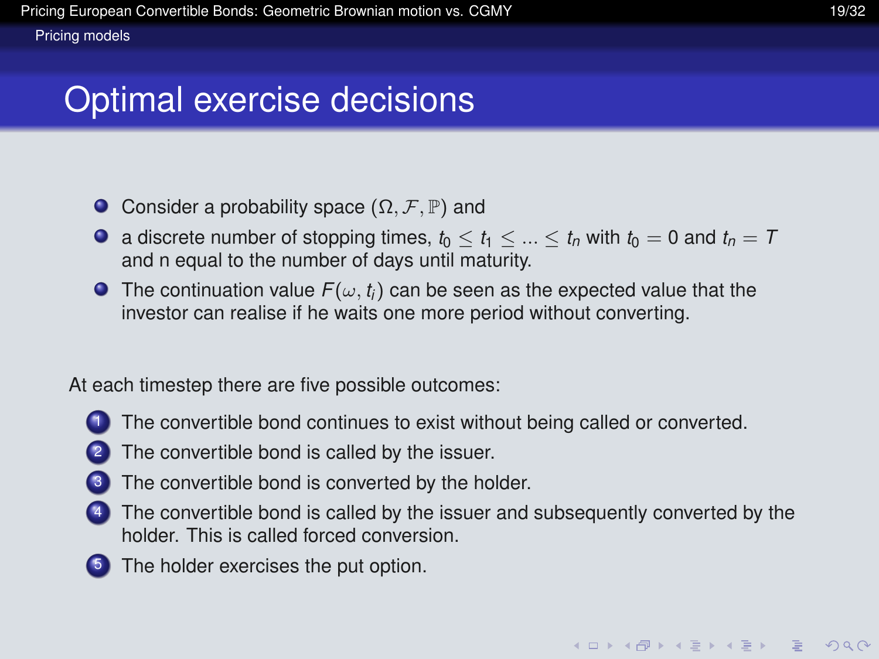# Optimal exercise decisions

- Consider a probability space $(\Omega, \mathcal{F}, \mathbb{P})$ and
- a discrete number of stopping times, $t_0 \leq t_1 \leq ... \leq t_n$ with $t_0 = 0$ and $t_n = T$ and n equal to the number of days until maturity.
- The continuation value $F(\omega, t_i)$ can be seen as the expected value that the investor can realise if he waits one more period without converting.

At each timestep there are five possible outcomes:

1. The convertible bond continues to exist without being called or converted.
2. The convertible bond is called by the issuer.
3. The convertible bond is converted by the holder.
4. The convertible bond is called by the issuer and subsequently converted by the holder. This is called forced conversion.
5. The holder exercises the put option.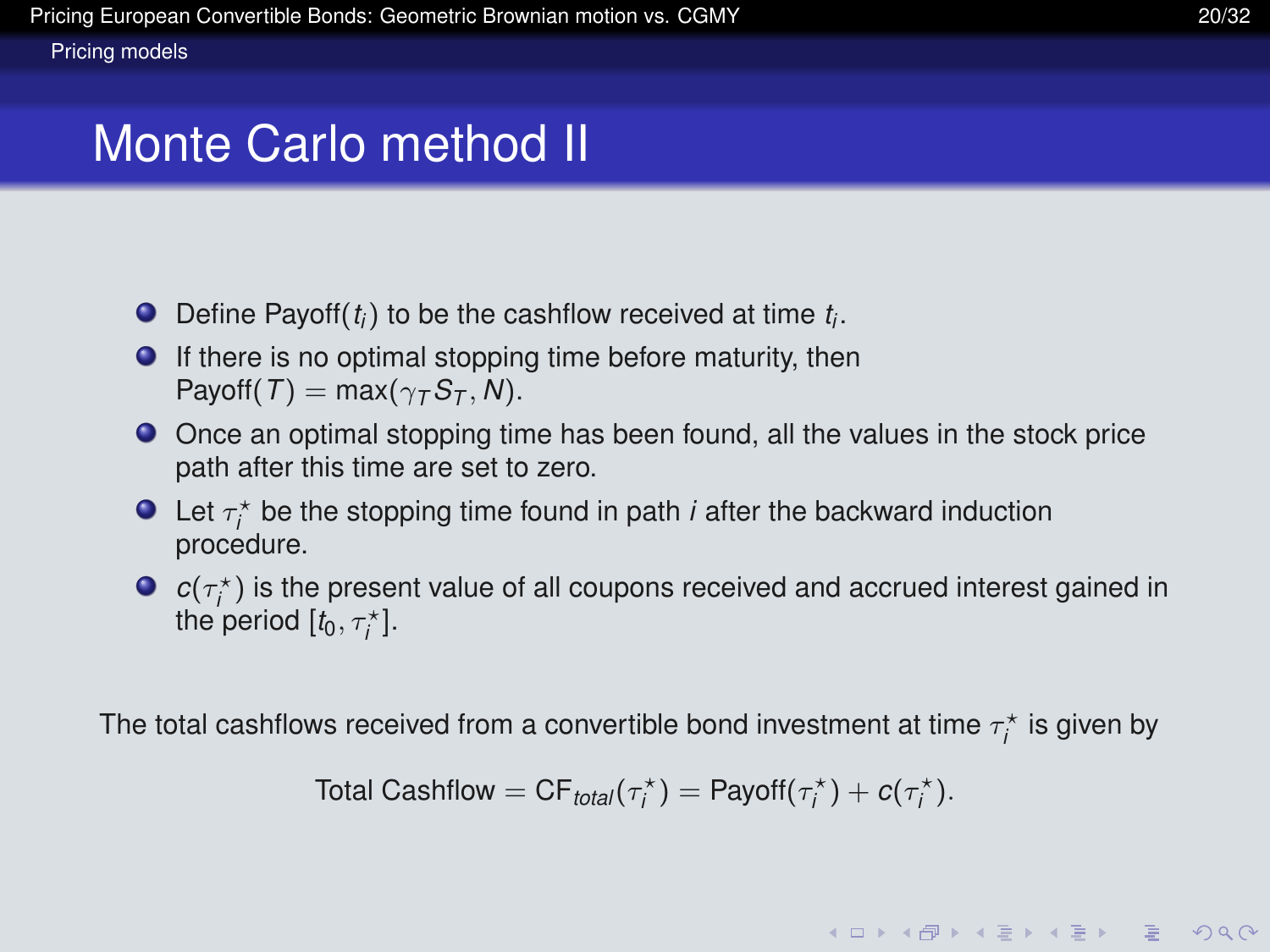# Monte Carlo method II

- Define $\text{Payoff}(t_i)$ to be the cashflow received at time $t_i$.
- If there is no optimal stopping time before maturity, then $\text{Payoff}(T) = \max(\gamma_T S_T, N)$.
- Once an optimal stopping time has been found, all the values in the stock price path after this time are set to zero.
- Let $\tau_i^\star$ be the stopping time found in path $i$ after the backward induction procedure.
- $c(\tau_i^\star)$ is the present value of all coupons received and accrued interest gained in the period $[t_0, \tau_i^\star]$.

The total cashflows received from a convertible bond investment at time $\tau_i^\star$ is given by

$$\text{Total Cashflow} = \text{CF}_{total}(\tau_i^\star) = \text{Payoff}(\tau_i^\star) + c(\tau_i^\star).$$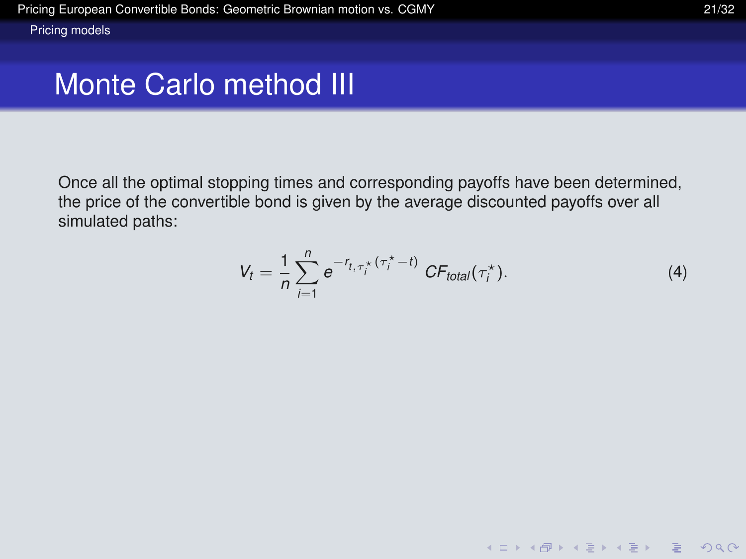# Monte Carlo method III

Once all the optimal stopping times and corresponding payoffs have been determined, the price of the convertible bond is given by the average discounted payoffs over all simulated paths:

$$V_t = \frac{1}{n} \sum_{i=1}^{n} e^{-r_{t,\tau_i^\star}(\tau_i^\star - t)} \; CF_{total}(\tau_i^\star). \tag{4}$$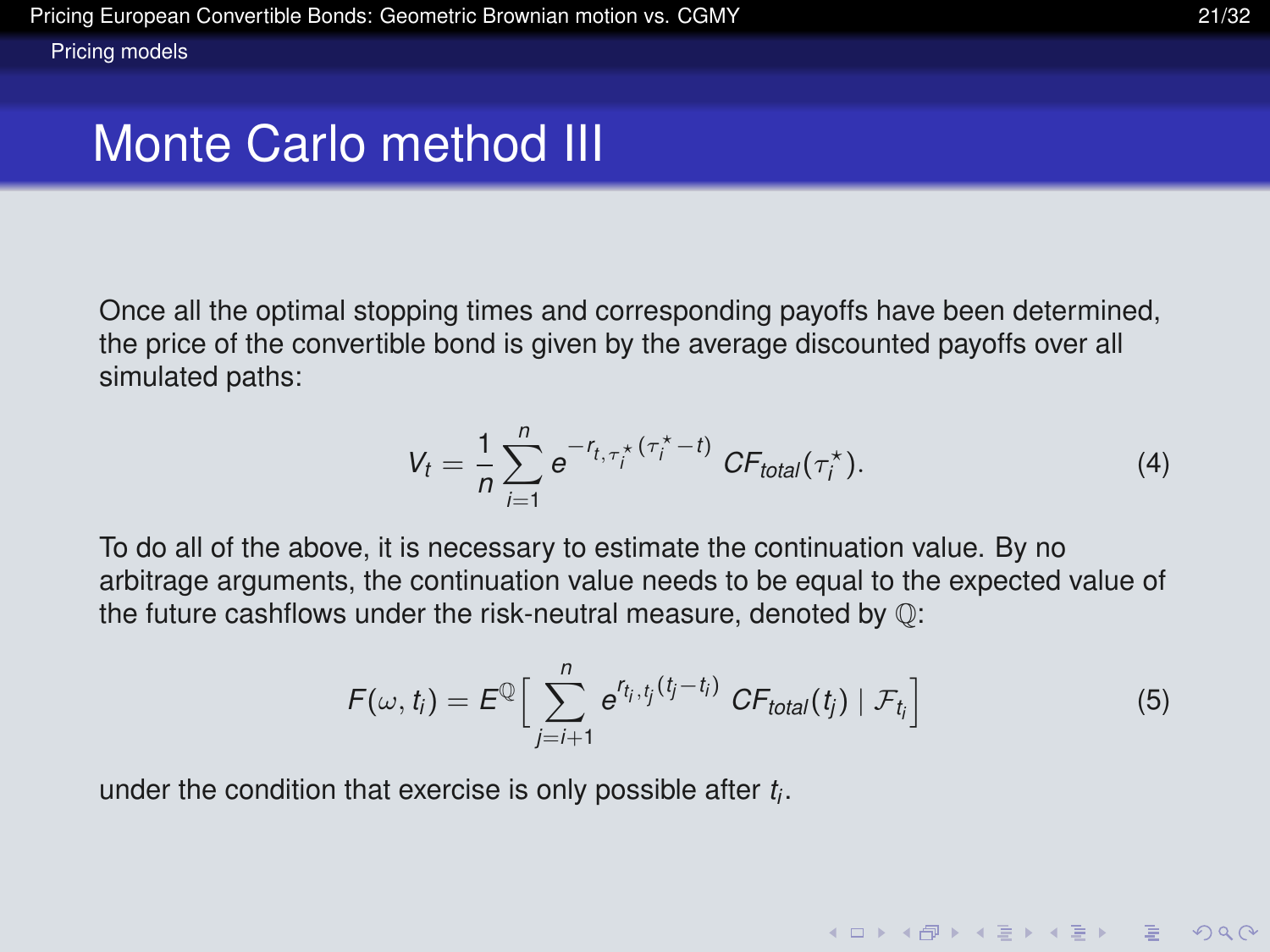# Monte Carlo method III

Once all the optimal stopping times and corresponding payoffs have been determined, the price of the convertible bond is given by the average discounted payoffs over all simulated paths:

$$V_t = \frac{1}{n} \sum_{i=1}^{n} e^{-r_{t,\tau_i^\star}(\tau_i^\star - t)} \; CF_{total}(\tau_i^\star). \tag{4}$$

To do all of the above, it is necessary to estimate the continuation value. By no arbitrage arguments, the continuation value needs to be equal to the expected value of the future cashflows under the risk-neutral measure, denoted by $\mathbb{Q}$:

$$F(\omega, t_i) = E^{\mathbb{Q}}\Big[ \sum_{j=i+1}^{n} e^{r_{t_i,t_j}(t_j - t_i)} \; CF_{total}(t_j) \mid \mathcal{F}_{t_i} \Big] \tag{5}$$

under the condition that exercise is only possible after $t_i$.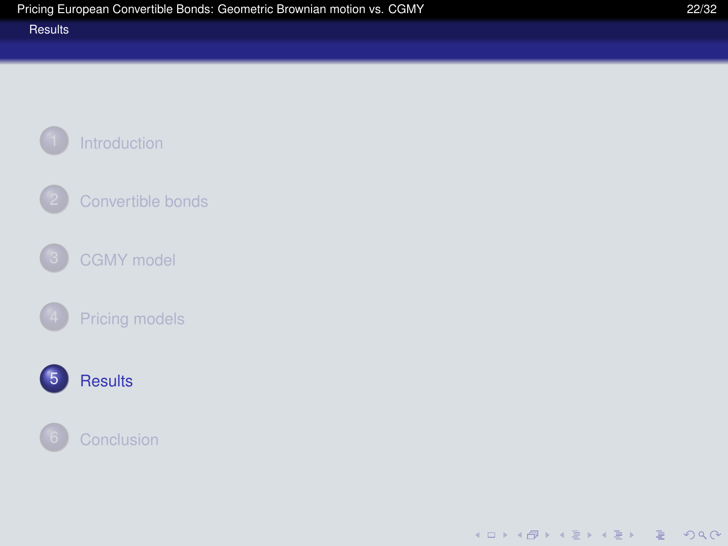## Results

1. Introduction
2. Convertible bonds
3. CGMY model
4. Pricing models
5. **Results**
6. Conclusion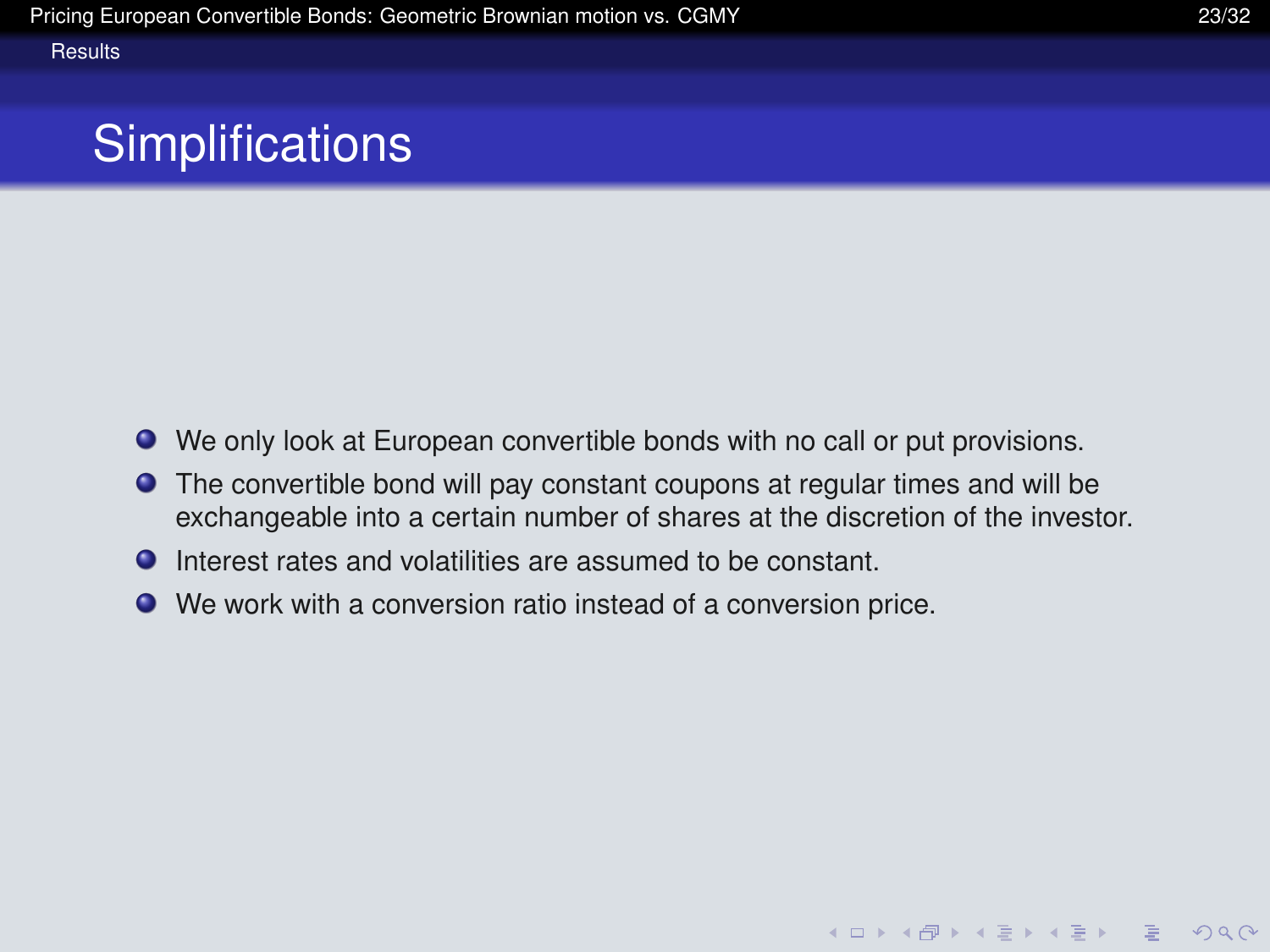# Simplifications

- We only look at European convertible bonds with no call or put provisions.
- The convertible bond will pay constant coupons at regular times and will be exchangeable into a certain number of shares at the discretion of the investor.
- Interest rates and volatilities are assumed to be constant.
- We work with a conversion ratio instead of a conversion price.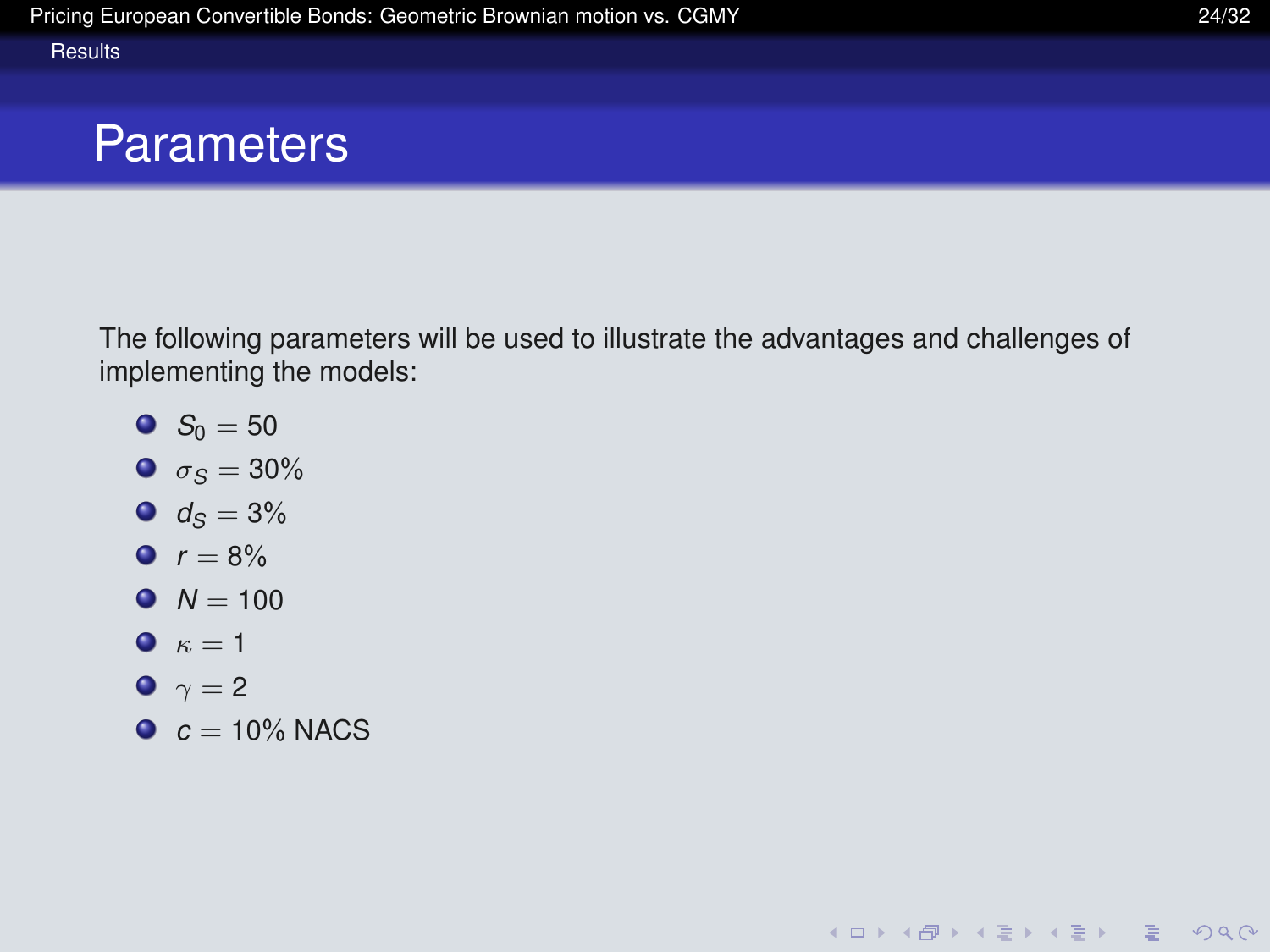## Parameters

The following parameters will be used to illustrate the advantages and challenges of implementing the models:

- $S_0 = 50$
- $\sigma_S = 30\%$
- $d_S = 3\%$
- $r = 8\%$
- $N = 100$
- $\kappa = 1$
- $\gamma = 2$
- $c = 10\%$ NACS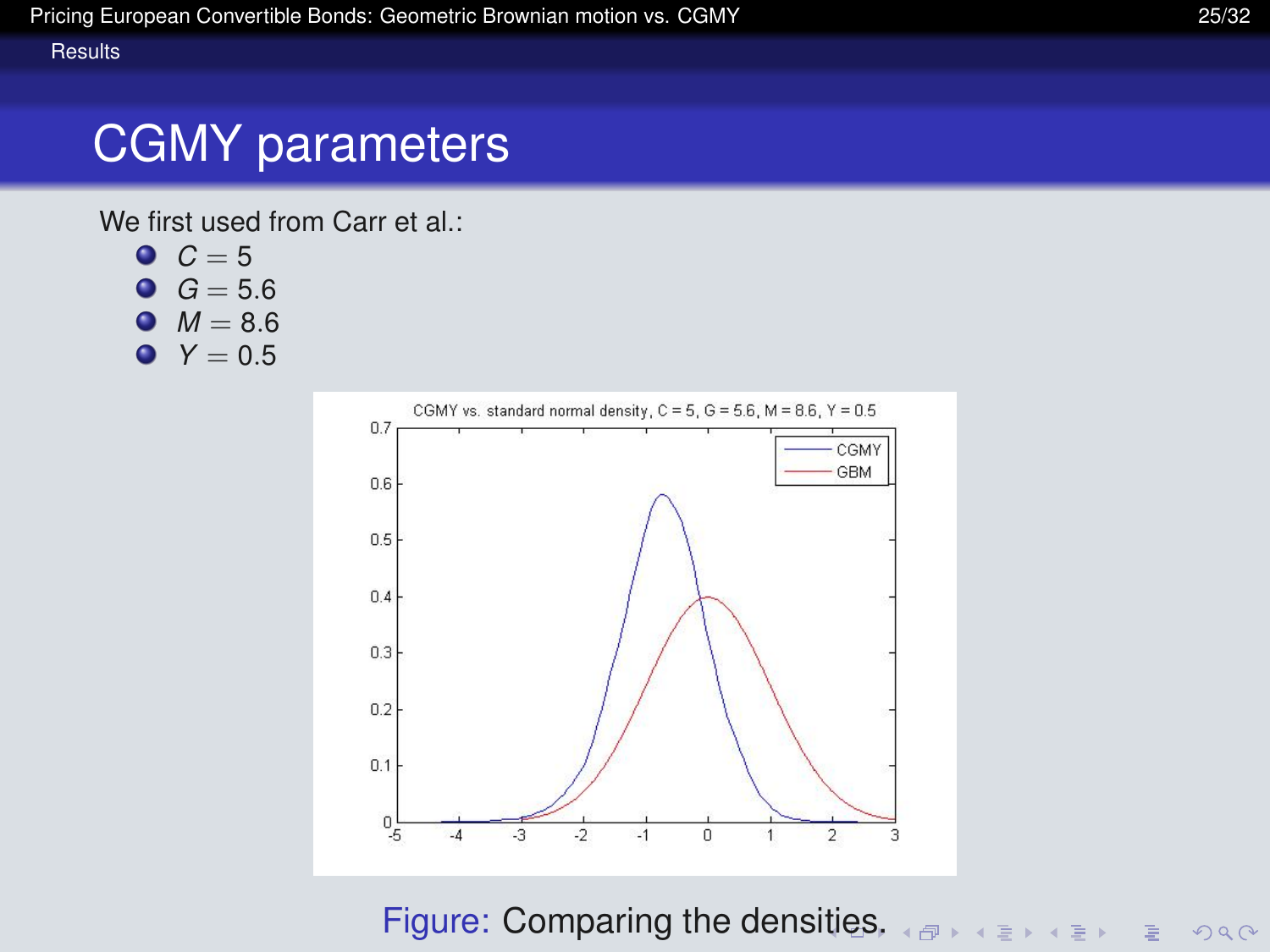# CGMY parameters

We first used from Carr et al.:

- $C = 5$
- $G = 5.6$
- $M = 8.6$
- $Y = 0.5$

Figure: Comparing the densities.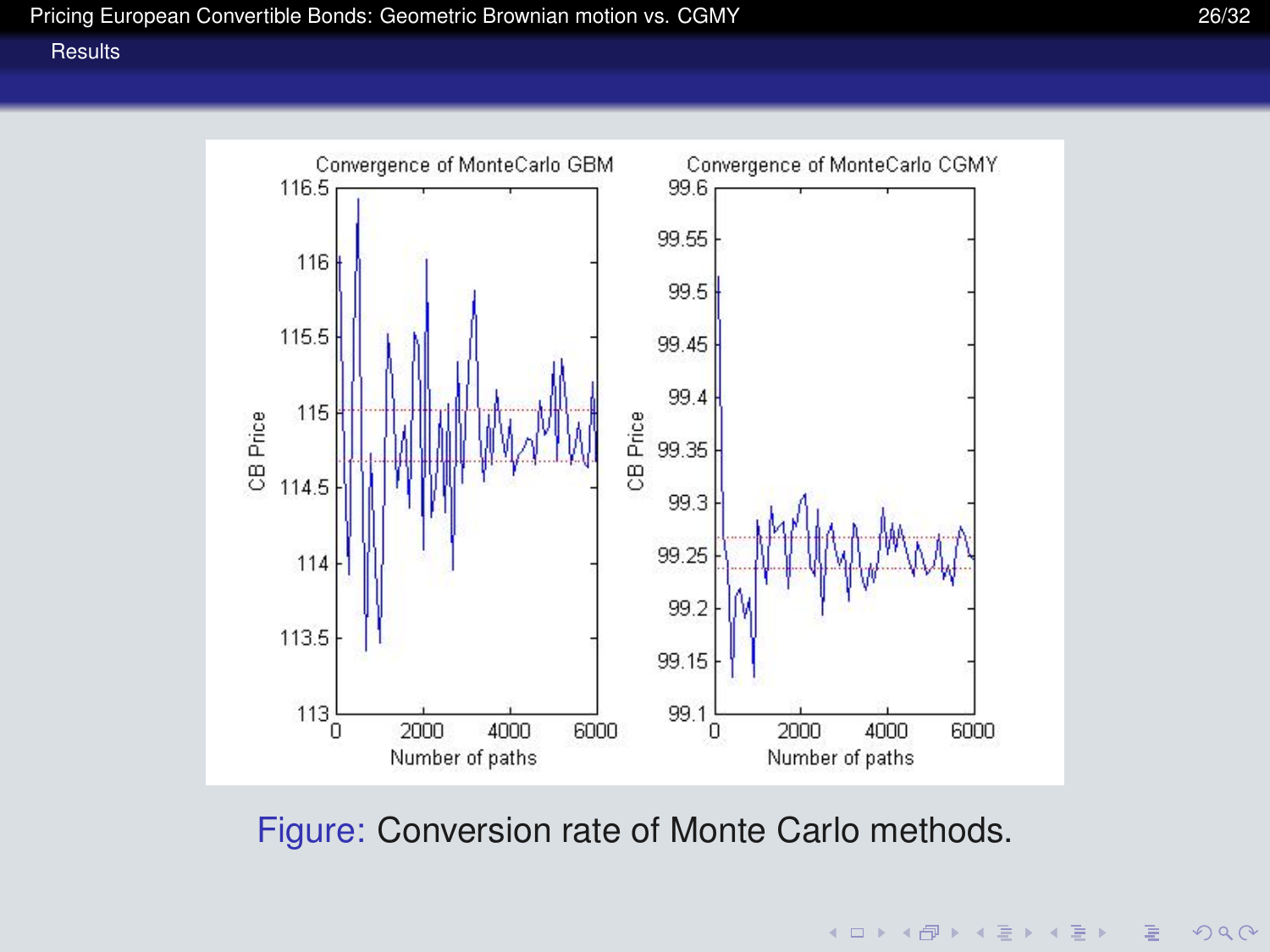Figure: Conversion rate of Monte Carlo methods.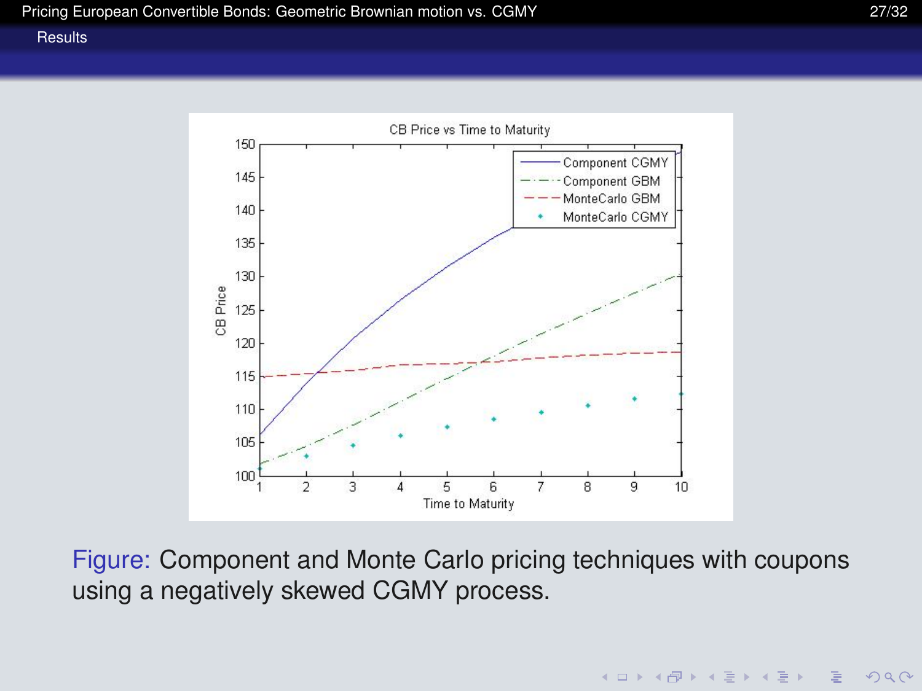Figure: Component and Monte Carlo pricing techniques with coupons using a negatively skewed CGMY process.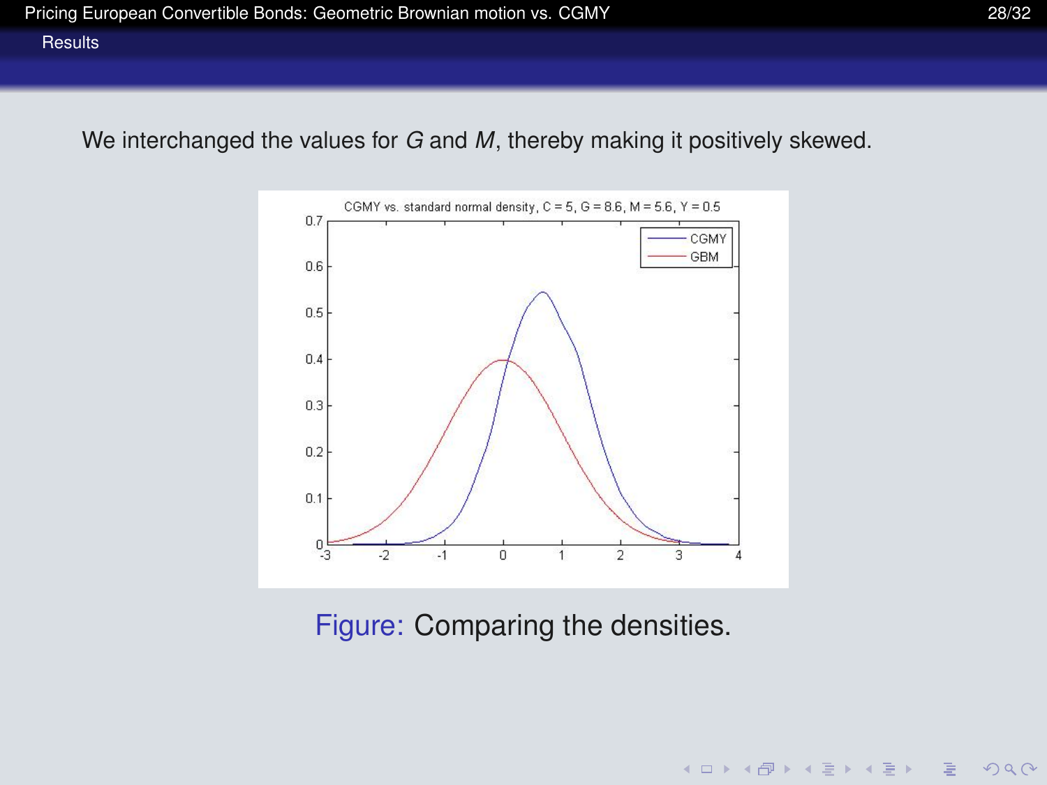We interchanged the values for $G$ and $M$, thereby making it positively skewed.

Figure: Comparing the densities.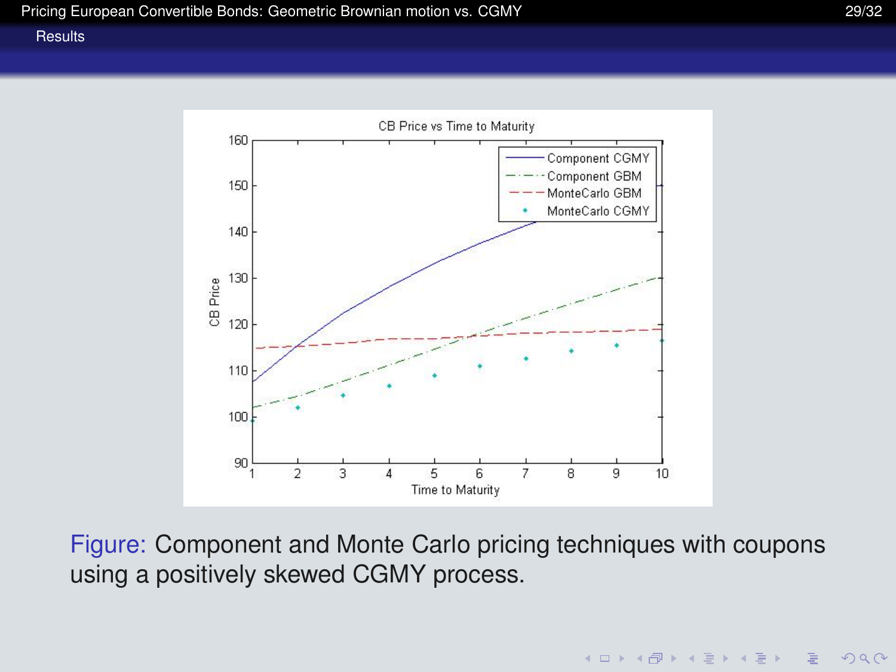Figure: Component and Monte Carlo pricing techniques with coupons using a positively skewed CGMY process.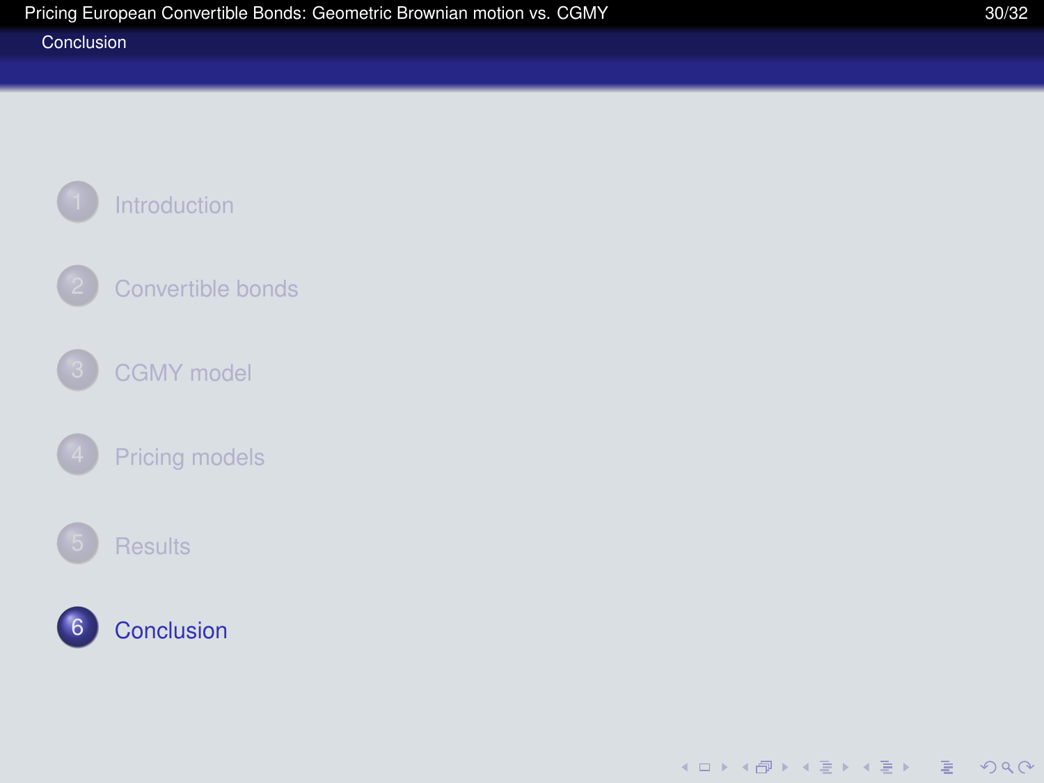## Conclusion

1. Introduction
2. Convertible bonds
3. CGMY model
4. Pricing models
5. Results
6. **Conclusion**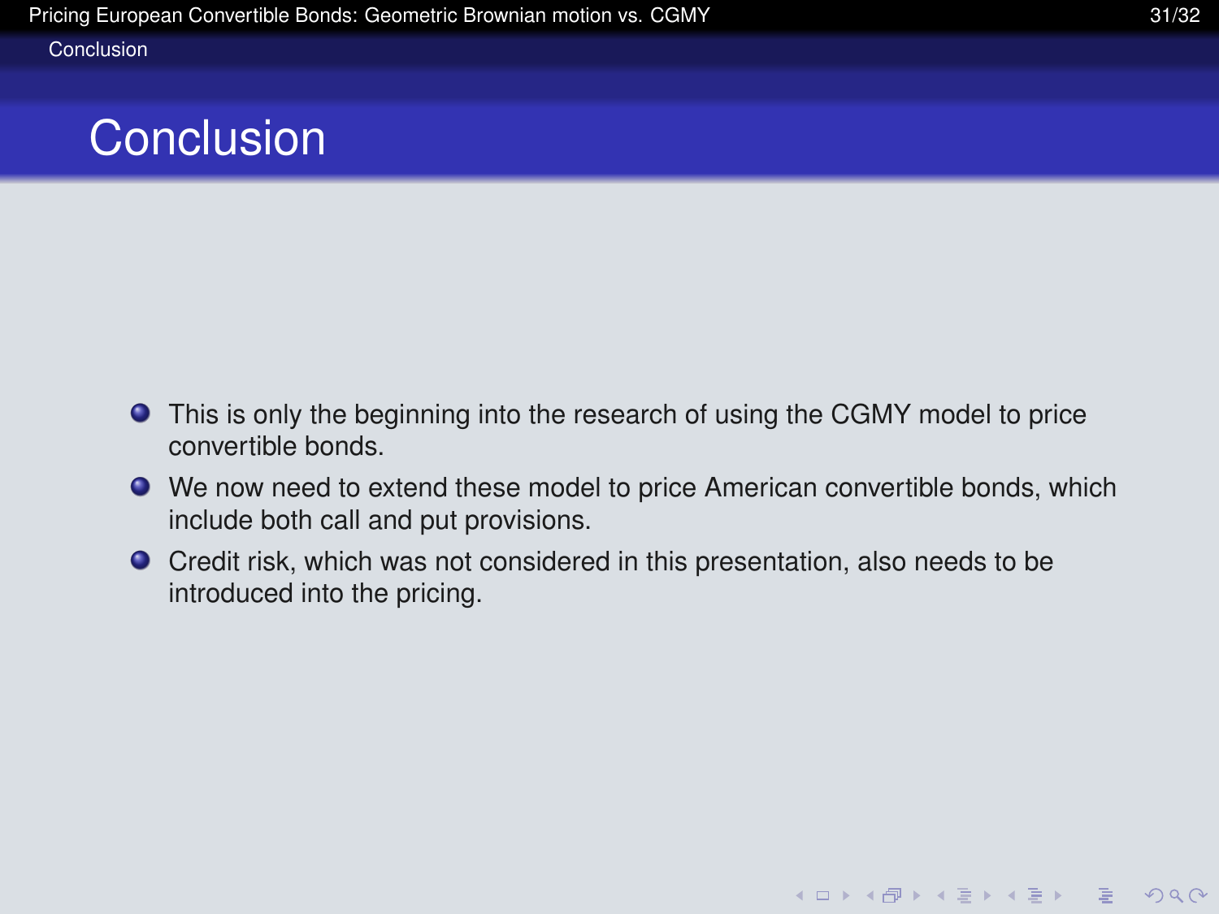# Conclusion

- This is only the beginning into the research of using the CGMY model to price convertible bonds.
- We now need to extend these model to price American convertible bonds, which include both call and put provisions.
- Credit risk, which was not considered in this presentation, also needs to be introduced into the pricing.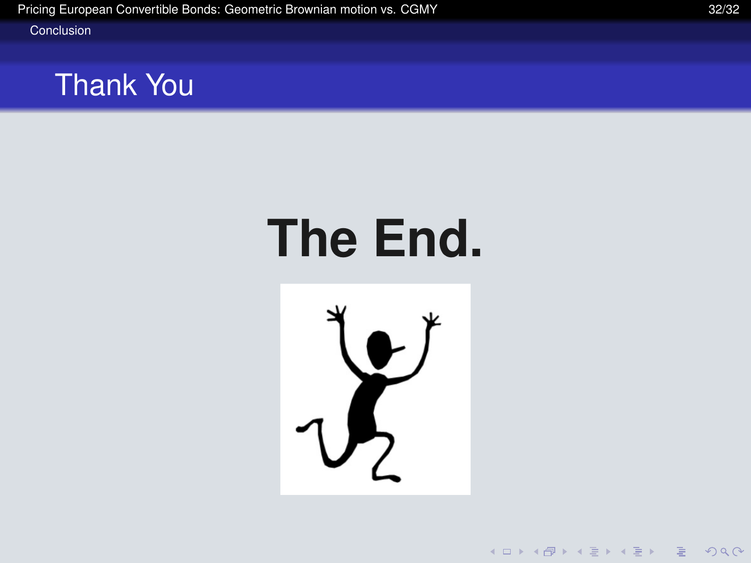## Thank You

# The End.